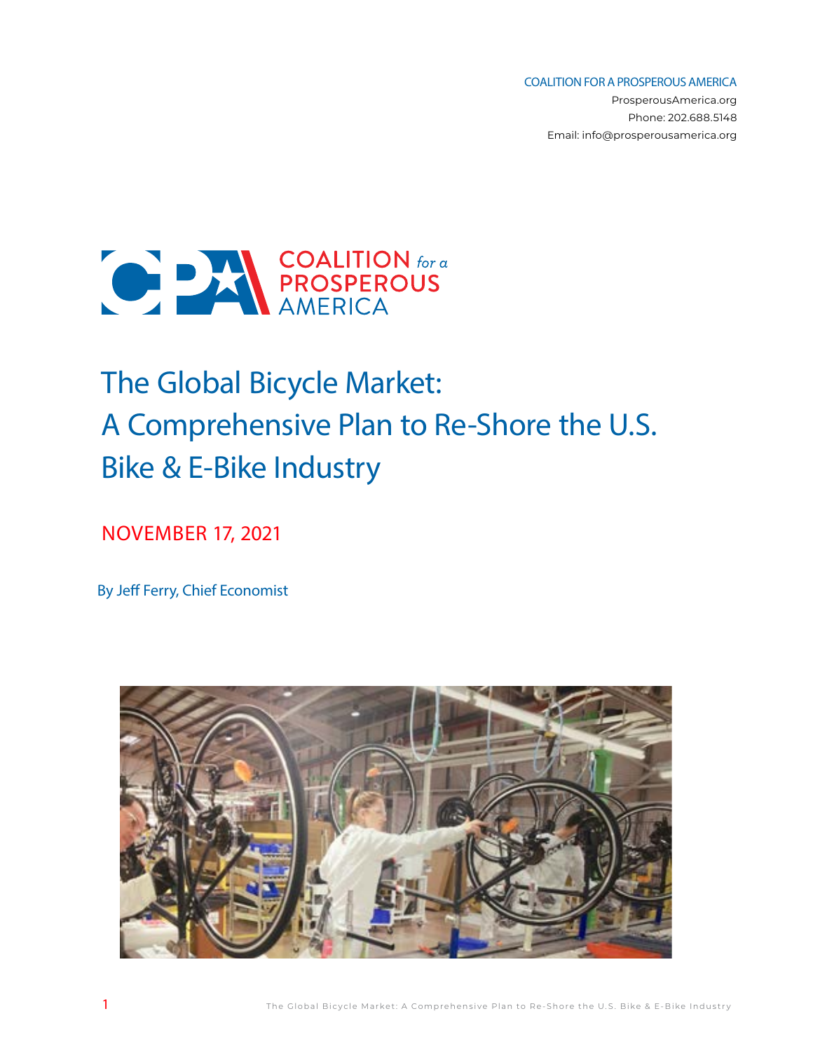COALITION FOR A PROSPEROUS AMERICA
ProsperousAmerica.org
Phone: 202.688.5148
Email: info@prosperousamerica.org

COALITION *for a* PROSPEROUS AMERICA

# The Global Bicycle Market: A Comprehensive Plan to Re-Shore the U.S. Bike & E-Bike Industry

NOVEMBER 17, 2021

By Jeff Ferry, Chief Economist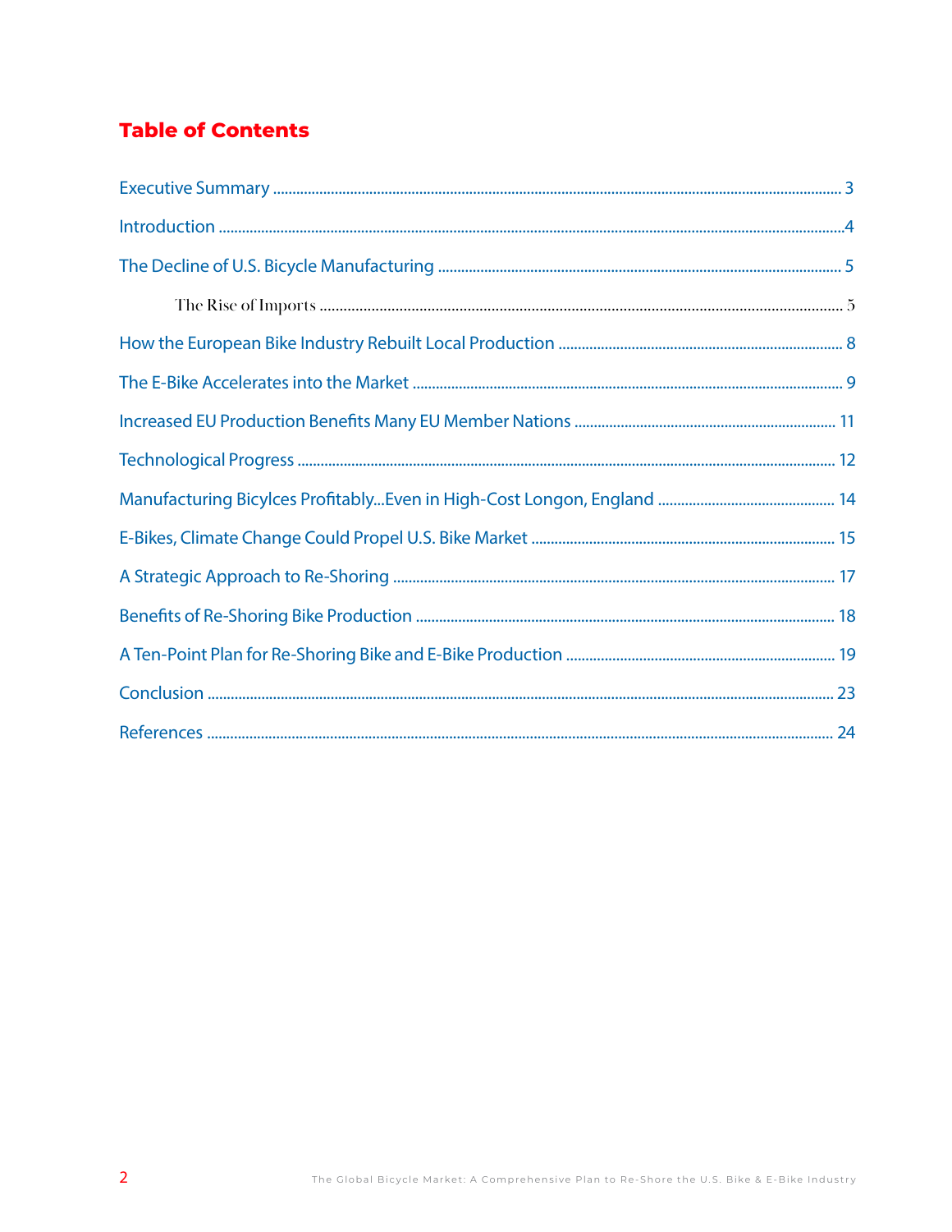## Table of Contents

Executive Summary ........ 3

Introduction ........ 4

The Decline of U.S. Bicycle Manufacturing ........ 5

- The Rise of Imports ........ 5

How the European Bike Industry Rebuilt Local Production ........ 8

The E-Bike Accelerates into the Market ........ 9

Increased EU Production Benefits Many EU Member Nations ........ 11

Technological Progress ........ 12

Manufacturing Bicylces Profitably...Even in High-Cost Longon, England ........ 14

E-Bikes, Climate Change Could Propel U.S. Bike Market ........ 15

A Strategic Approach to Re-Shoring ........ 17

Benefits of Re-Shoring Bike Production ........ 18

A Ten-Point Plan for Re-Shoring Bike and E-Bike Production ........ 19

Conclusion ........ 23

References ........ 24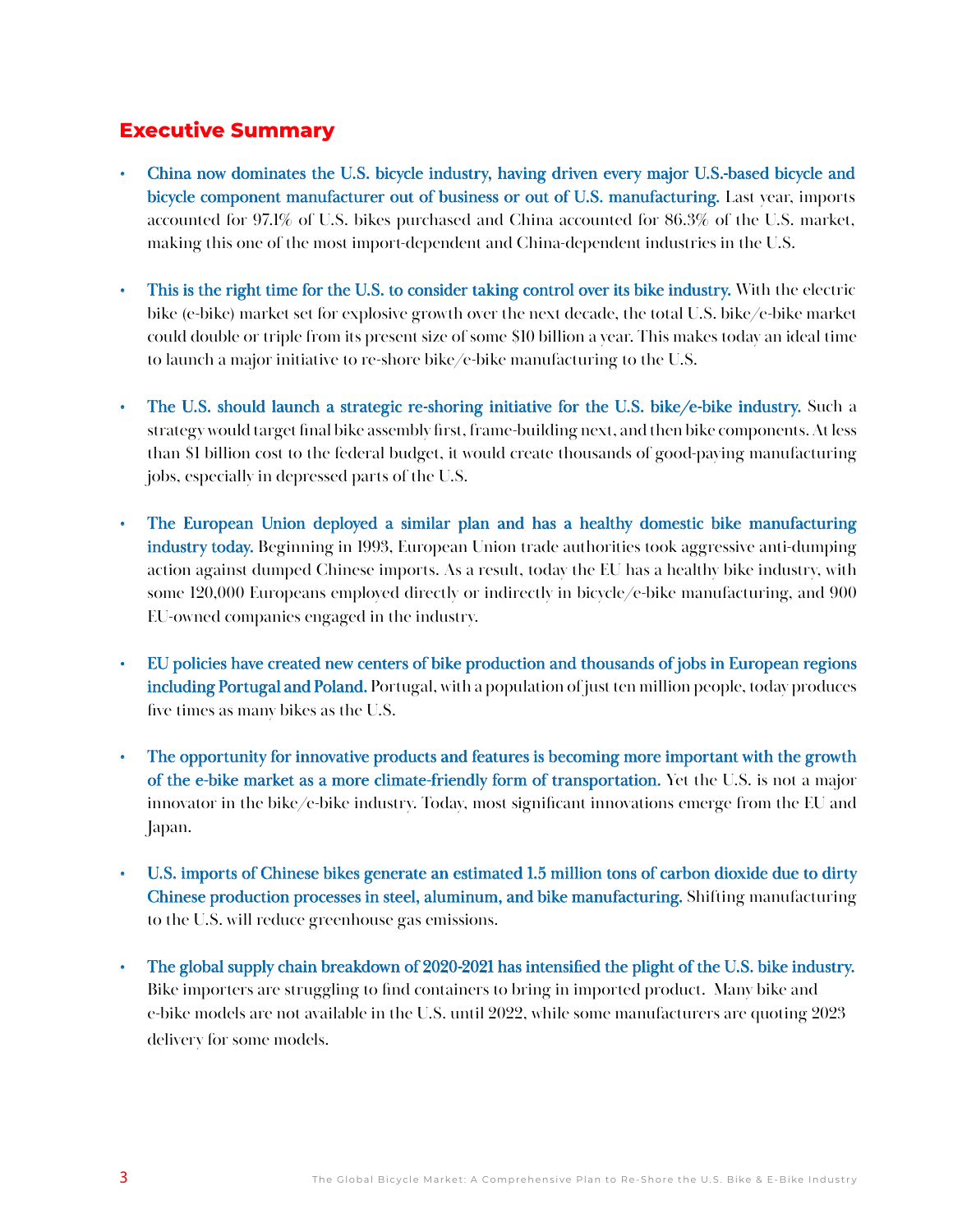## Executive Summary

- **China now dominates the U.S. bicycle industry, having driven every major U.S.-based bicycle and bicycle component manufacturer out of business or out of U.S. manufacturing.** Last year, imports accounted for 97.1% of U.S. bikes purchased and China accounted for 86.3% of the U.S. market, making this one of the most import-dependent and China-dependent industries in the U.S.

- **This is the right time for the U.S. to consider taking control over its bike industry.** With the electric bike (e-bike) market set for explosive growth over the next decade, the total U.S. bike/e-bike market could double or triple from its present size of some $10 billion a year. This makes today an ideal time to launch a major initiative to re-shore bike/e-bike manufacturing to the U.S.

- **The U.S. should launch a strategic re-shoring initiative for the U.S. bike/e-bike industry.** Such a strategy would target final bike assembly first, frame-building next, and then bike components. At less than $1 billion cost to the federal budget, it would create thousands of good-paying manufacturing jobs, especially in depressed parts of the U.S.

- **The European Union deployed a similar plan and has a healthy domestic bike manufacturing industry today.** Beginning in 1993, European Union trade authorities took aggressive anti-dumping action against dumped Chinese imports. As a result, today the EU has a healthy bike industry, with some 120,000 Europeans employed directly or indirectly in bicycle/e-bike manufacturing, and 900 EU-owned companies engaged in the industry.

- **EU policies have created new centers of bike production and thousands of jobs in European regions including Portugal and Poland.** Portugal, with a population of just ten million people, today produces five times as many bikes as the U.S.

- **The opportunity for innovative products and features is becoming more important with the growth of the e-bike market as a more climate-friendly form of transportation.** Yet the U.S. is not a major innovator in the bike/e-bike industry. Today, most significant innovations emerge from the EU and Japan.

- **U.S. imports of Chinese bikes generate an estimated 1.5 million tons of carbon dioxide due to dirty Chinese production processes in steel, aluminum, and bike manufacturing.** Shifting manufacturing to the U.S. will reduce greenhouse gas emissions.

- **The global supply chain breakdown of 2020-2021 has intensified the plight of the U.S. bike industry.** Bike importers are struggling to find containers to bring in imported product. Many bike and e-bike models are not available in the U.S. until 2022, while some manufacturers are quoting 2023 delivery for some models.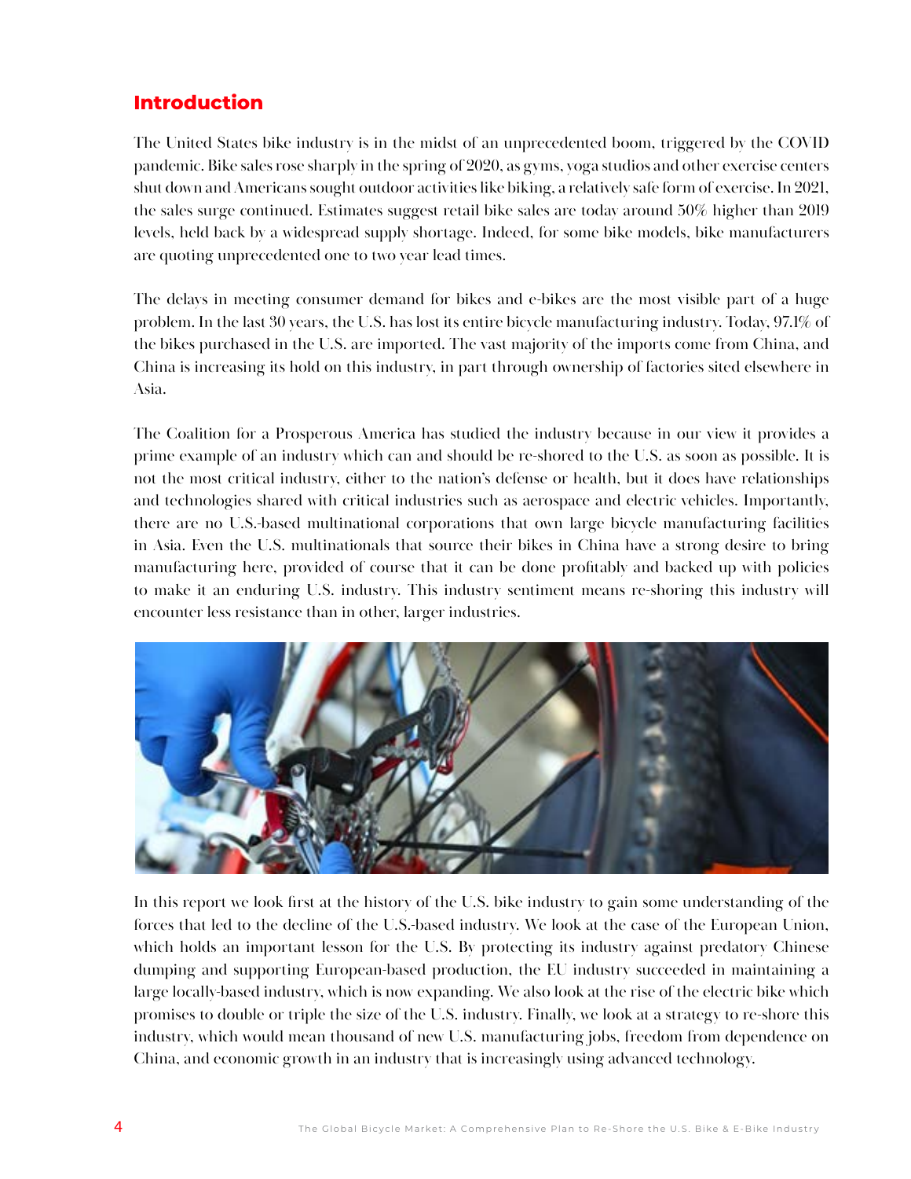## Introduction

The United States bike industry is in the midst of an unprecedented boom, triggered by the COVID pandemic. Bike sales rose sharply in the spring of 2020, as gyms, yoga studios and other exercise centers shut down and Americans sought outdoor activities like biking, a relatively safe form of exercise. In 2021, the sales surge continued. Estimates suggest retail bike sales are today around 50% higher than 2019 levels, held back by a widespread supply shortage. Indeed, for some bike models, bike manufacturers are quoting unprecedented one to two year lead times.

The delays in meeting consumer demand for bikes and e-bikes are the most visible part of a huge problem. In the last 30 years, the U.S. has lost its entire bicycle manufacturing industry. Today, 97.1% of the bikes purchased in the U.S. are imported. The vast majority of the imports come from China, and China is increasing its hold on this industry, in part through ownership of factories sited elsewhere in Asia.

The Coalition for a Prosperous America has studied the industry because in our view it provides a prime example of an industry which can and should be re-shored to the U.S. as soon as possible. It is not the most critical industry, either to the nation's defense or health, but it does have relationships and technologies shared with critical industries such as aerospace and electric vehicles. Importantly, there are no U.S.-based multinational corporations that own large bicycle manufacturing facilities in Asia. Even the U.S. multinationals that source their bikes in China have a strong desire to bring manufacturing here, provided of course that it can be done profitably and backed up with policies to make it an enduring U.S. industry. This industry sentiment means re-shoring this industry will encounter less resistance than in other, larger industries.

In this report we look first at the history of the U.S. bike industry to gain some understanding of the forces that led to the decline of the U.S.-based industry. We look at the case of the European Union, which holds an important lesson for the U.S. By protecting its industry against predatory Chinese dumping and supporting European-based production, the EU industry succeeded in maintaining a large locally-based industry, which is now expanding. We also look at the rise of the electric bike which promises to double or triple the size of the U.S. industry. Finally, we look at a strategy to re-shore this industry, which would mean thousand of new U.S. manufacturing jobs, freedom from dependence on China, and economic growth in an industry that is increasingly using advanced technology.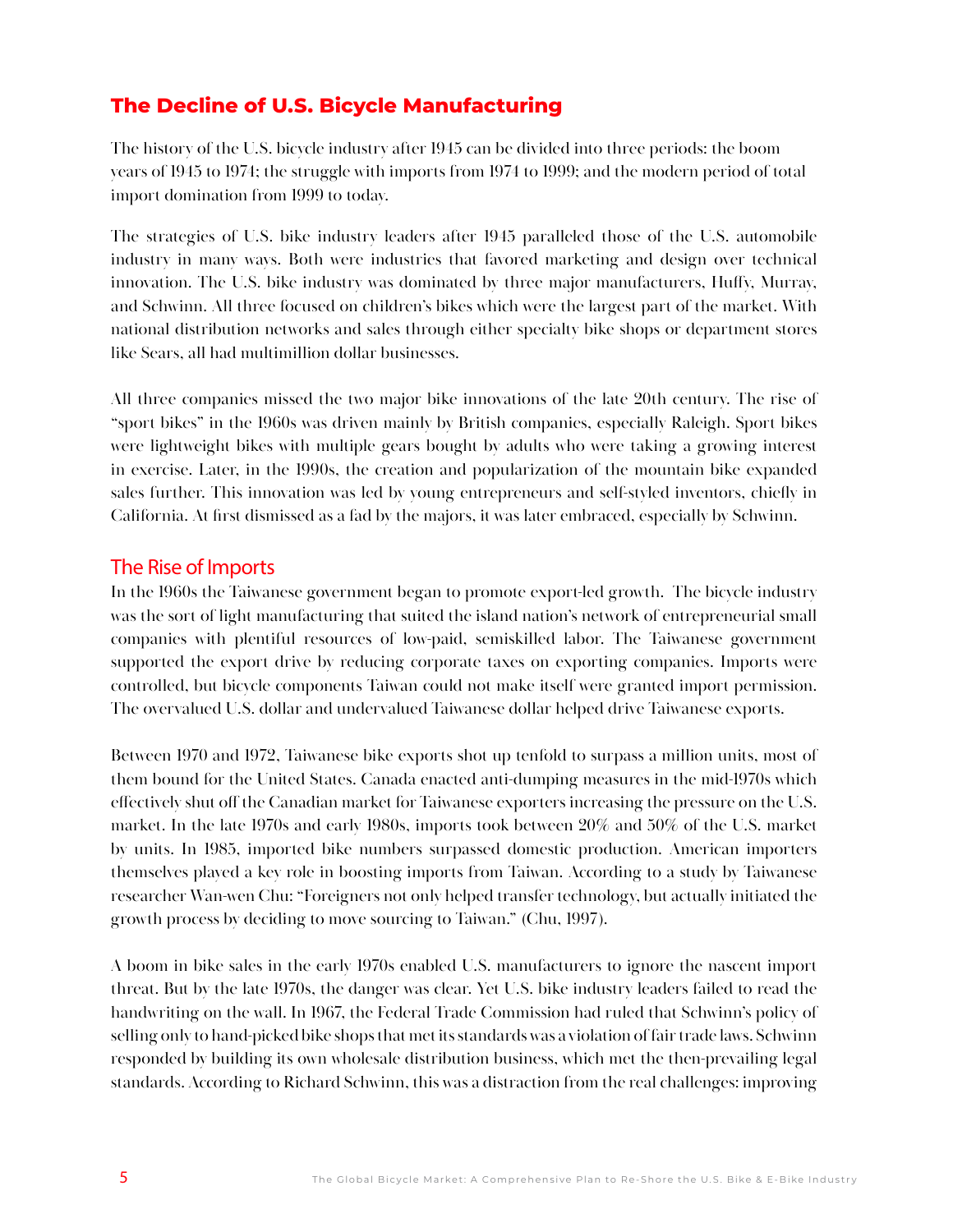## The Decline of U.S. Bicycle Manufacturing

The history of the U.S. bicycle industry after 1945 can be divided into three periods: the boom years of 1945 to 1974; the struggle with imports from 1974 to 1999; and the modern period of total import domination from 1999 to today.

The strategies of U.S. bike industry leaders after 1945 paralleled those of the U.S. automobile industry in many ways. Both were industries that favored marketing and design over technical innovation. The U.S. bike industry was dominated by three major manufacturers, Huffy, Murray, and Schwinn. All three focused on children's bikes which were the largest part of the market. With national distribution networks and sales through either specialty bike shops or department stores like Sears, all had multimillion dollar businesses.

All three companies missed the two major bike innovations of the late 20th century. The rise of "sport bikes" in the 1960s was driven mainly by British companies, especially Raleigh. Sport bikes were lightweight bikes with multiple gears bought by adults who were taking a growing interest in exercise. Later, in the 1990s, the creation and popularization of the mountain bike expanded sales further. This innovation was led by young entrepreneurs and self-styled inventors, chiefly in California. At first dismissed as a fad by the majors, it was later embraced, especially by Schwinn.

### The Rise of Imports

In the 1960s the Taiwanese government began to promote export-led growth. The bicycle industry was the sort of light manufacturing that suited the island nation's network of entrepreneurial small companies with plentiful resources of low-paid, semiskilled labor. The Taiwanese government supported the export drive by reducing corporate taxes on exporting companies. Imports were controlled, but bicycle components Taiwan could not make itself were granted import permission. The overvalued U.S. dollar and undervalued Taiwanese dollar helped drive Taiwanese exports.

Between 1970 and 1972, Taiwanese bike exports shot up tenfold to surpass a million units, most of them bound for the United States. Canada enacted anti-dumping measures in the mid-1970s which effectively shut off the Canadian market for Taiwanese exporters increasing the pressure on the U.S. market. In the late 1970s and early 1980s, imports took between 20% and 50% of the U.S. market by units. In 1985, imported bike numbers surpassed domestic production. American importers themselves played a key role in boosting imports from Taiwan. According to a study by Taiwanese researcher Wan-wen Chu: "Foreigners not only helped transfer technology, but actually initiated the growth process by deciding to move sourcing to Taiwan." (Chu, 1997).

A boom in bike sales in the early 1970s enabled U.S. manufacturers to ignore the nascent import threat. But by the late 1970s, the danger was clear. Yet U.S. bike industry leaders failed to read the handwriting on the wall. In 1967, the Federal Trade Commission had ruled that Schwinn's policy of selling only to hand-picked bike shops that met its standards was a violation of fair trade laws. Schwinn responded by building its own wholesale distribution business, which met the then-prevailing legal standards. According to Richard Schwinn, this was a distraction from the real challenges: improving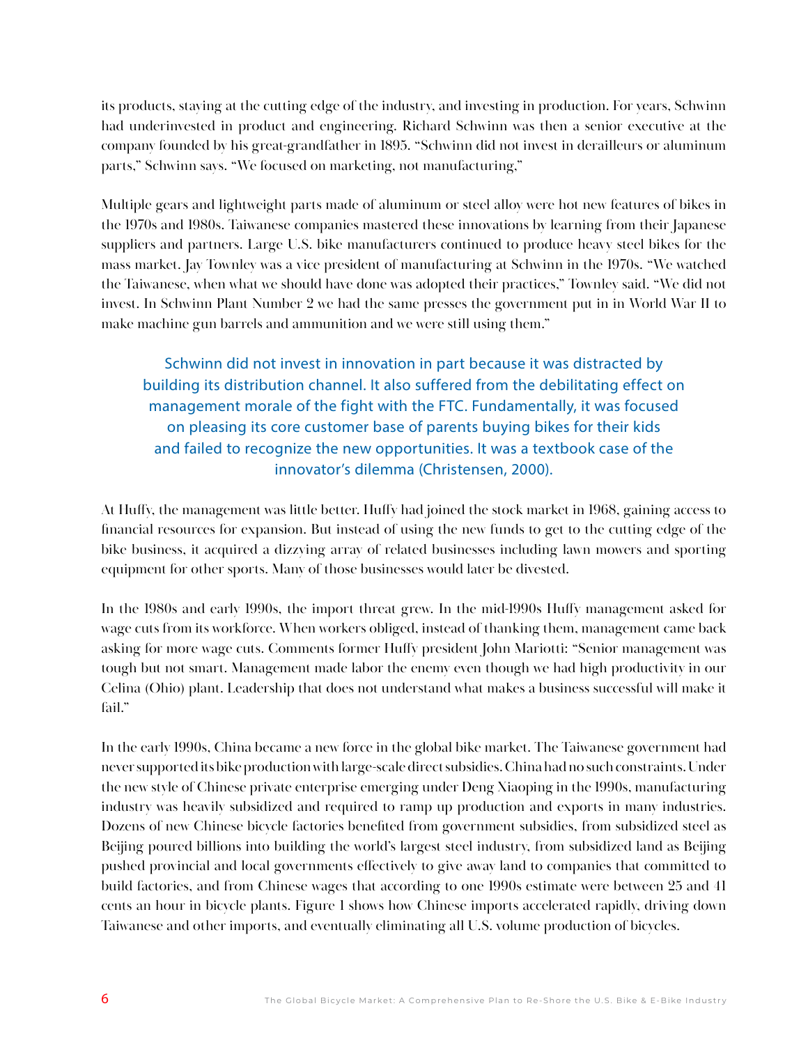its products, staying at the cutting edge of the industry, and investing in production. For years, Schwinn had underinvested in product and engineering. Richard Schwinn was then a senior executive at the company founded by his great-grandfather in 1895. "Schwinn did not invest in derailleurs or aluminum parts," Schwinn says. "We focused on marketing, not manufacturing."

Multiple gears and lightweight parts made of aluminum or steel alloy were hot new features of bikes in the 1970s and 1980s. Taiwanese companies mastered these innovations by learning from their Japanese suppliers and partners. Large U.S. bike manufacturers continued to produce heavy steel bikes for the mass market. Jay Townley was a vice president of manufacturing at Schwinn in the 1970s. "We watched the Taiwanese, when what we should have done was adopted their practices," Townley said. "We did not invest. In Schwinn Plant Number 2 we had the same presses the government put in in World War II to make machine gun barrels and ammunition and we were still using them."

> Schwinn did not invest in innovation in part because it was distracted by building its distribution channel. It also suffered from the debilitating effect on management morale of the fight with the FTC. Fundamentally, it was focused on pleasing its core customer base of parents buying bikes for their kids and failed to recognize the new opportunities. It was a textbook case of the innovator's dilemma (Christensen, 2000).

At Huffy, the management was little better. Huffy had joined the stock market in 1968, gaining access to financial resources for expansion. But instead of using the new funds to get to the cutting edge of the bike business, it acquired a dizzying array of related businesses including lawn mowers and sporting equipment for other sports. Many of those businesses would later be divested.

In the 1980s and early 1990s, the import threat grew. In the mid-1990s Huffy management asked for wage cuts from its workforce. When workers obliged, instead of thanking them, management came back asking for more wage cuts. Comments former Huffy president John Mariotti: "Senior management was tough but not smart. Management made labor the enemy even though we had high productivity in our Celina (Ohio) plant. Leadership that does not understand what makes a business successful will make it fail."

In the early 1990s, China became a new force in the global bike market. The Taiwanese government had never supported its bike production with large-scale direct subsidies. China had no such constraints. Under the new style of Chinese private enterprise emerging under Deng Xiaoping in the 1990s, manufacturing industry was heavily subsidized and required to ramp up production and exports in many industries. Dozens of new Chinese bicycle factories benefited from government subsidies, from subsidized steel as Beijing poured billions into building the world's largest steel industry, from subsidized land as Beijing pushed provincial and local governments effectively to give away land to companies that committed to build factories, and from Chinese wages that according to one 1990s estimate were between 25 and 41 cents an hour in bicycle plants. Figure 1 shows how Chinese imports accelerated rapidly, driving down Taiwanese and other imports, and eventually eliminating all U.S. volume production of bicycles.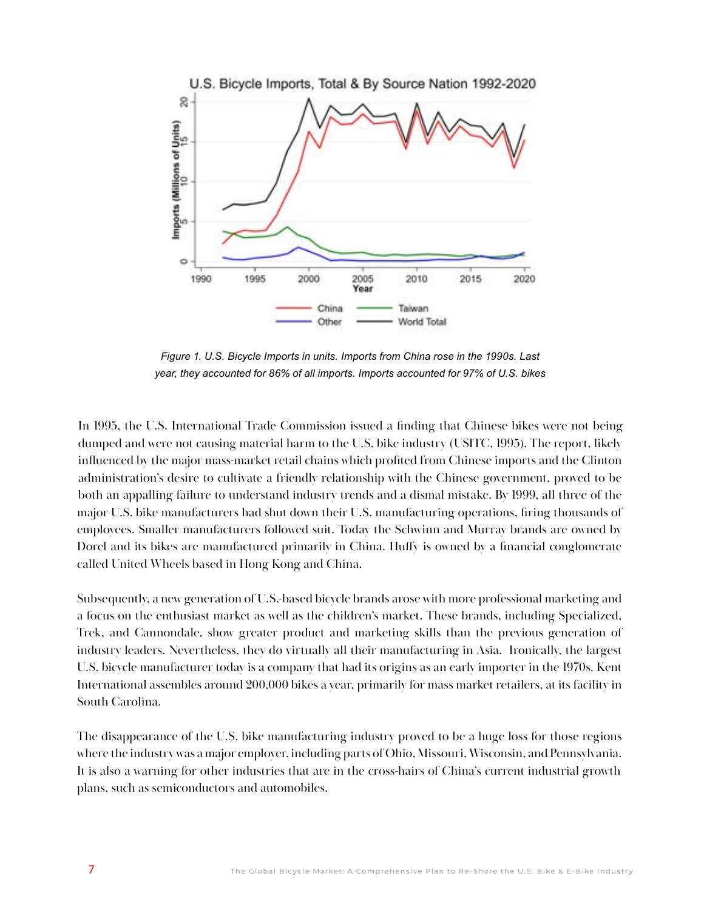Figure 1. U.S. Bicycle Imports in units. Imports from China rose in the 1990s. Last year, they accounted for 86% of all imports. Imports accounted for 97% of U.S. bikes

In 1995, the U.S. International Trade Commission issued a finding that Chinese bikes were not being dumped and were not causing material harm to the U.S. bike industry (USITC, 1995). The report, likely influenced by the major mass-market retail chains which profited from Chinese imports and the Clinton administration's desire to cultivate a friendly relationship with the Chinese government, proved to be both an appalling failure to understand industry trends and a dismal mistake. By 1999, all three of the major U.S. bike manufacturers had shut down their U.S. manufacturing operations, firing thousands of employees. Smaller manufacturers followed suit. Today the Schwinn and Murray brands are owned by Dorel and its bikes are manufactured primarily in China. Huffy is owned by a financial conglomerate called United Wheels based in Hong Kong and China.

Subsequently, a new generation of U.S.-based bicycle brands arose with more professional marketing and a focus on the enthusiast market as well as the children's market. These brands, including Specialized, Trek, and Cannondale, show greater product and marketing skills than the previous generation of industry leaders. Nevertheless, they do virtually all their manufacturing in Asia. Ironically, the largest U.S. bicycle manufacturer today is a company that had its origins as an early importer in the 1970s. Kent International assembles around 200,000 bikes a year, primarily for mass market retailers, at its facility in South Carolina.

The disappearance of the U.S. bike manufacturing industry proved to be a huge loss for those regions where the industry was a major employer, including parts of Ohio, Missouri, Wisconsin, and Pennsylvania. It is also a warning for other industries that are in the cross-hairs of China's current industrial growth plans, such as semiconductors and automobiles.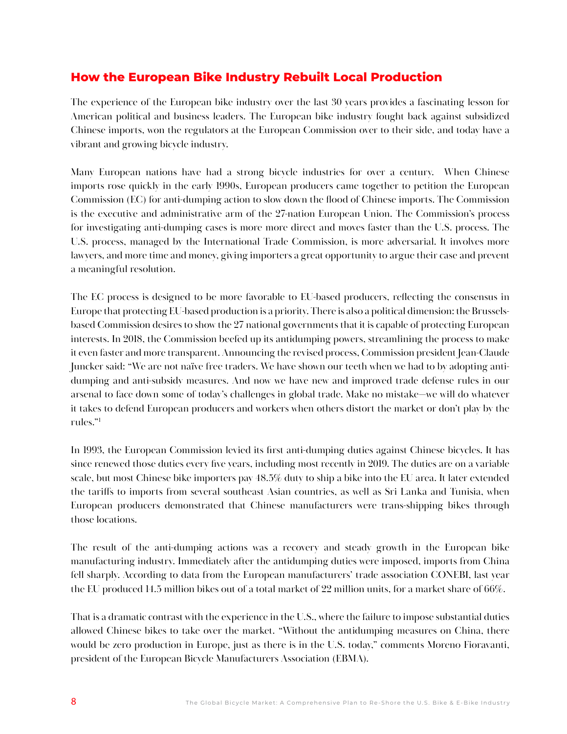## How the European Bike Industry Rebuilt Local Production

The experience of the European bike industry over the last 30 years provides a fascinating lesson for American political and business leaders. The European bike industry fought back against subsidized Chinese imports, won the regulators at the European Commission over to their side, and today have a vibrant and growing bicycle industry.

Many European nations have had a strong bicycle industries for over a century. When Chinese imports rose quickly in the early 1990s, European producers came together to petition the European Commission (EC) for anti-dumping action to slow down the flood of Chinese imports. The Commission is the executive and administrative arm of the 27-nation European Union. The Commission's process for investigating anti-dumping cases is more more direct and moves faster than the U.S. process. The U.S. process, managed by the International Trade Commission, is more adversarial. It involves more lawyers, and more time and money, giving importers a great opportunity to argue their case and prevent a meaningful resolution.

The EC process is designed to be more favorable to EU-based producers, reflecting the consensus in Europe that protecting EU-based production is a priority. There is also a political dimension: the Brussels-based Commission desires to show the 27 national governments that it is capable of protecting European interests. In 2018, the Commission beefed up its antidumping powers, streamlining the process to make it even faster and more transparent. Announcing the revised process, Commission president Jean-Claude Juncker said: "We are not naïve free traders. We have shown our teeth when we had to by adopting anti-dumping and anti-subsidy measures. And now we have new and improved trade defense rules in our arsenal to face down some of today's challenges in global trade. Make no mistake—we will do whatever it takes to defend European producers and workers when others distort the market or don't play by the rules."[1]

In 1993, the European Commission levied its first anti-dumping duties against Chinese bicycles. It has since renewed those duties every five years, including most recently in 2019. The duties are on a variable scale, but most Chinese bike importers pay 48.5% duty to ship a bike into the EU area. It later extended the tariffs to imports from several southeast Asian countries, as well as Sri Lanka and Tunisia, when European producers demonstrated that Chinese manufacturers were trans-shipping bikes through those locations.

The result of the anti-dumping actions was a recovery and steady growth in the European bike manufacturing industry. Immediately after the antidumping duties were imposed, imports from China fell sharply. According to data from the European manufacturers' trade association CONEBI, last year the EU produced 14.5 million bikes out of a total market of 22 million units, for a market share of 66%.

That is a dramatic contrast with the experience in the U.S., where the failure to impose substantial duties allowed Chinese bikes to take over the market. "Without the antidumping measures on China, there would be zero production in Europe, just as there is in the U.S. today," comments Moreno Fioravanti, president of the European Bicycle Manufacturers Association (EBMA).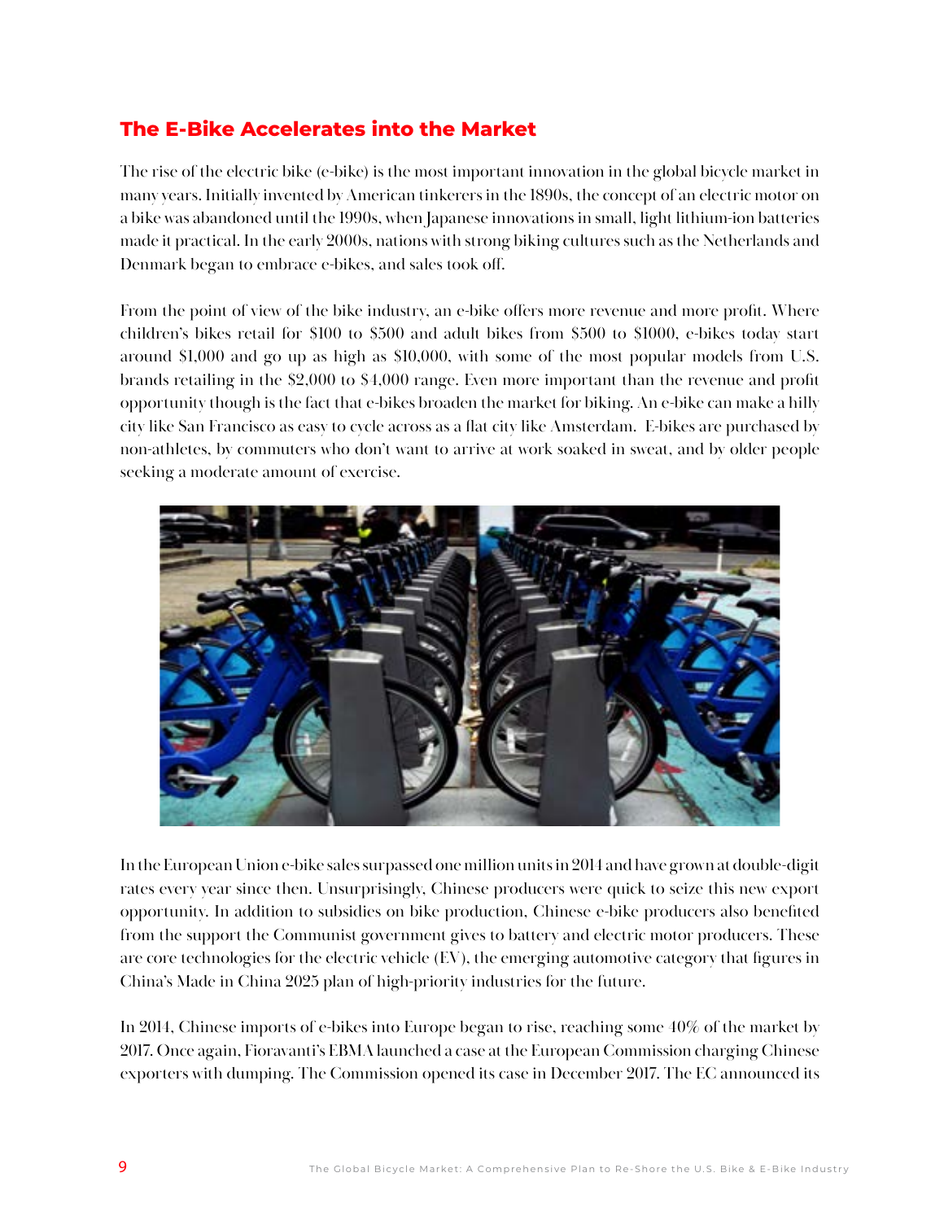## The E-Bike Accelerates into the Market

The rise of the electric bike (e-bike) is the most important innovation in the global bicycle market in many years. Initially invented by American tinkerers in the 1890s, the concept of an electric motor on a bike was abandoned until the 1990s, when Japanese innovations in small, light lithium-ion batteries made it practical. In the early 2000s, nations with strong biking cultures such as the Netherlands and Denmark began to embrace e-bikes, and sales took off.

From the point of view of the bike industry, an e-bike offers more revenue and more profit. Where children's bikes retail for $100 to $500 and adult bikes from $500 to $1000, e-bikes today start around $1,000 and go up as high as $10,000, with some of the most popular models from U.S. brands retailing in the $2,000 to $4,000 range. Even more important than the revenue and profit opportunity though is the fact that e-bikes broaden the market for biking. An e-bike can make a hilly city like San Francisco as easy to cycle across as a flat city like Amsterdam. E-bikes are purchased by non-athletes, by commuters who don't want to arrive at work soaked in sweat, and by older people seeking a moderate amount of exercise.

In the European Union e-bike sales surpassed one million units in 2014 and have grown at double-digit rates every year since then. Unsurprisingly, Chinese producers were quick to seize this new export opportunity. In addition to subsidies on bike production, Chinese e-bike producers also benefited from the support the Communist government gives to battery and electric motor producers. These are core technologies for the electric vehicle (EV), the emerging automotive category that figures in China's Made in China 2025 plan of high-priority industries for the future.

In 2014, Chinese imports of e-bikes into Europe began to rise, reaching some 40% of the market by 2017. Once again, Fioravanti's EBMA launched a case at the European Commission charging Chinese exporters with dumping. The Commission opened its case in December 2017. The EC announced its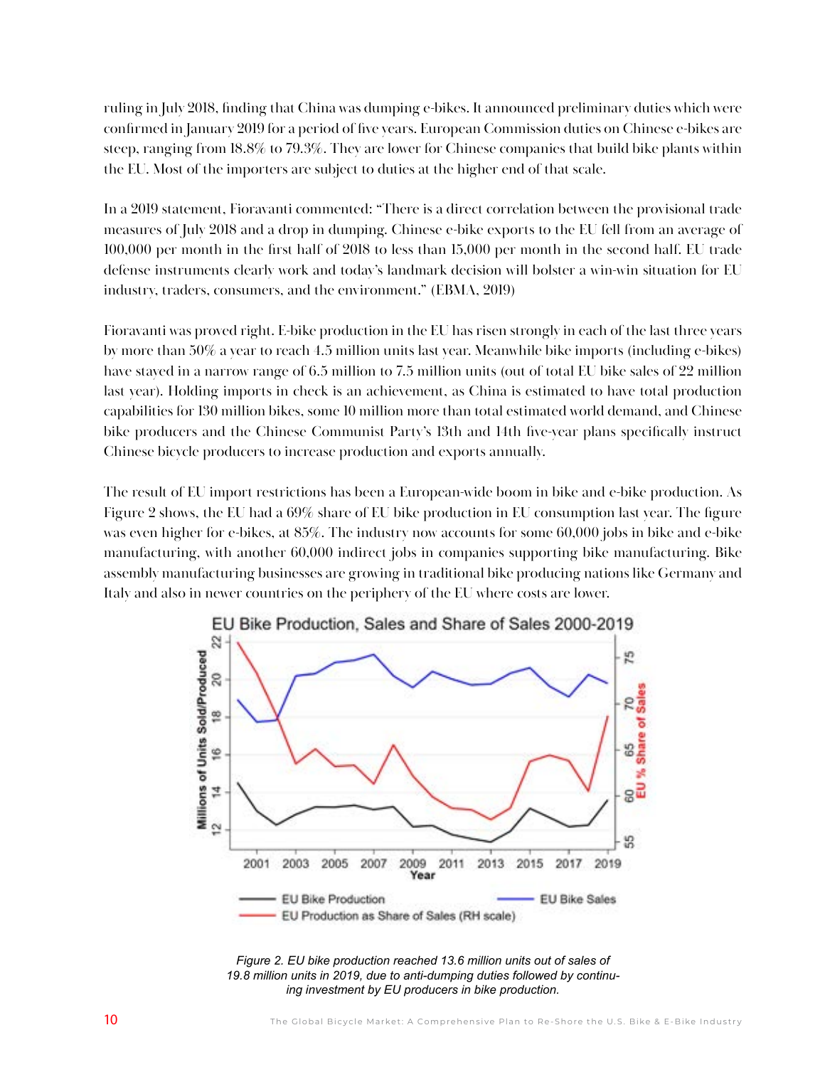ruling in July 2018, finding that China was dumping e-bikes. It announced preliminary duties which were confirmed in January 2019 for a period of five years. European Commission duties on Chinese e-bikes are steep, ranging from 18.8% to 79.3%. They are lower for Chinese companies that build bike plants within the EU. Most of the importers are subject to duties at the higher end of that scale.

In a 2019 statement, Fioravanti commented: "There is a direct correlation between the provisional trade measures of July 2018 and a drop in dumping. Chinese e-bike exports to the EU fell from an average of 100,000 per month in the first half of 2018 to less than 15,000 per month in the second half. EU trade defense instruments clearly work and today's landmark decision will bolster a win-win situation for EU industry, traders, consumers, and the environment." (EBMA, 2019)

Fioravanti was proved right. E-bike production in the EU has risen strongly in each of the last three years by more than 50% a year to reach 4.5 million units last year. Meanwhile bike imports (including e-bikes) have stayed in a narrow range of 6.5 million to 7.5 million units (out of total EU bike sales of 22 million last year). Holding imports in check is an achievement, as China is estimated to have total production capabilities for 130 million bikes, some 10 million more than total estimated world demand, and Chinese bike producers and the Chinese Communist Party's 13th and 14th five-year plans specifically instruct Chinese bicycle producers to increase production and exports annually.

The result of EU import restrictions has been a European-wide boom in bike and e-bike production. As Figure 2 shows, the EU had a 69% share of EU bike production in EU consumption last year. The figure was even higher for e-bikes, at 85%. The industry now accounts for some 60,000 jobs in bike and e-bike manufacturing, with another 60,000 indirect jobs in companies supporting bike manufacturing. Bike assembly manufacturing businesses are growing in traditional bike producing nations like Germany and Italy and also in newer countries on the periphery of the EU where costs are lower.

*Figure 2. EU bike production reached 13.6 million units out of sales of 19.8 million units in 2019, due to anti-dumping duties followed by continuing investment by EU producers in bike production.*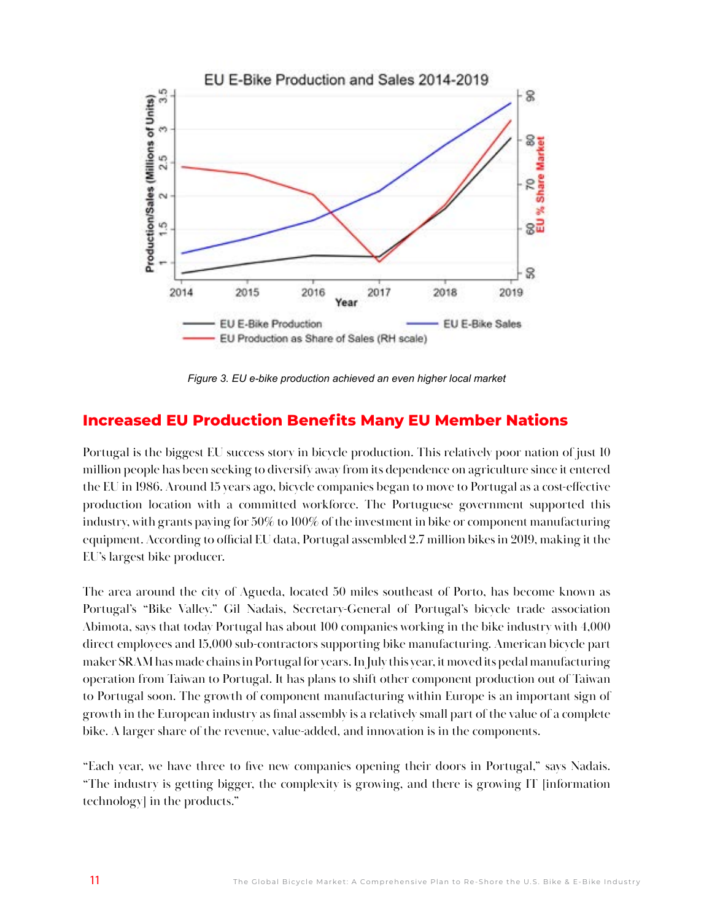Figure 3. EU e-bike production achieved an even higher local market

## Increased EU Production Benefits Many EU Member Nations

Portugal is the biggest EU success story in bicycle production. This relatively poor nation of just 10 million people has been seeking to diversify away from its dependence on agriculture since it entered the EU in 1986. Around 15 years ago, bicycle companies began to move to Portugal as a cost-effective production location with a committed workforce. The Portuguese government supported this industry, with grants paying for 50% to 100% of the investment in bike or component manufacturing equipment. According to official EU data, Portugal assembled 2.7 million bikes in 2019, making it the EU's largest bike producer.

The area around the city of Agueda, located 50 miles southeast of Porto, has become known as Portugal's "Bike Valley." Gil Nadais, Secretary-General of Portugal's bicycle trade association Abimota, says that today Portugal has about 100 companies working in the bike industry with 4,000 direct employees and 15,000 sub-contractors supporting bike manufacturing. American bicycle part maker SRAM has made chains in Portugal for years. In July this year, it moved its pedal manufacturing operation from Taiwan to Portugal. It has plans to shift other component production out of Taiwan to Portugal soon. The growth of component manufacturing within Europe is an important sign of growth in the European industry as final assembly is a relatively small part of the value of a complete bike. A larger share of the revenue, value-added, and innovation is in the components.

"Each year, we have three to five new companies opening their doors in Portugal," says Nadais. "The industry is getting bigger, the complexity is growing, and there is growing IT [information technology] in the products."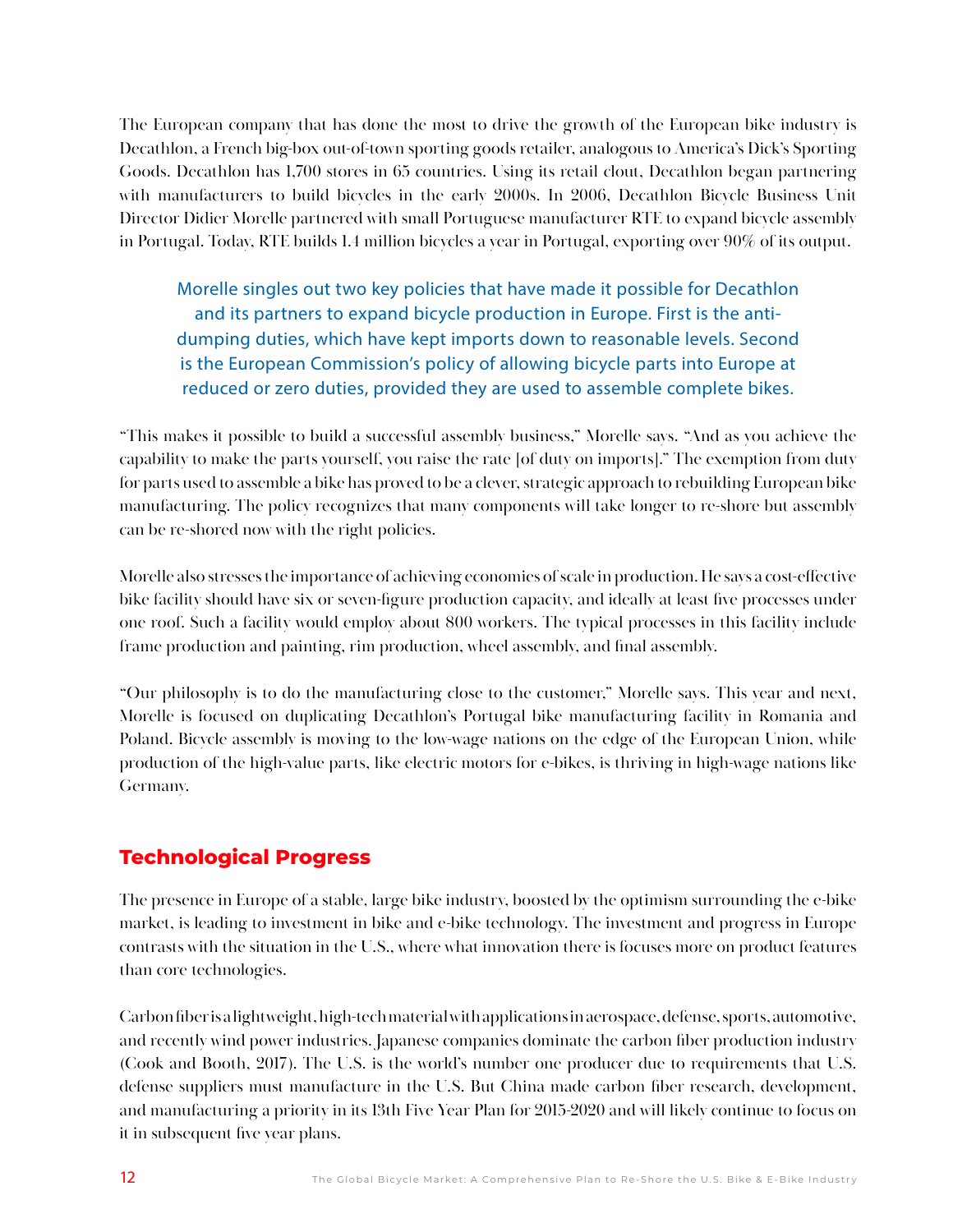The European company that has done the most to drive the growth of the European bike industry is Decathlon, a French big-box out-of-town sporting goods retailer, analogous to America's Dick's Sporting Goods. Decathlon has 1,700 stores in 65 countries. Using its retail clout, Decathlon began partnering with manufacturers to build bicycles in the early 2000s. In 2006, Decathlon Bicycle Business Unit Director Didier Morelle partnered with small Portuguese manufacturer RTE to expand bicycle assembly in Portugal. Today, RTE builds 1.4 million bicycles a year in Portugal, exporting over 90% of its output.

> Morelle singles out two key policies that have made it possible for Decathlon and its partners to expand bicycle production in Europe. First is the anti-dumping duties, which have kept imports down to reasonable levels. Second is the European Commission's policy of allowing bicycle parts into Europe at reduced or zero duties, provided they are used to assemble complete bikes.

"This makes it possible to build a successful assembly business," Morelle says. "And as you achieve the capability to make the parts yourself, you raise the rate [of duty on imports]." The exemption from duty for parts used to assemble a bike has proved to be a clever, strategic approach to rebuilding European bike manufacturing. The policy recognizes that many components will take longer to re-shore but assembly can be re-shored now with the right policies.

Morelle also stresses the importance of achieving economies of scale in production. He says a cost-effective bike facility should have six or seven-figure production capacity, and ideally at least five processes under one roof. Such a facility would employ about 800 workers. The typical processes in this facility include frame production and painting, rim production, wheel assembly, and final assembly.

"Our philosophy is to do the manufacturing close to the customer," Morelle says. This year and next, Morelle is focused on duplicating Decathlon's Portugal bike manufacturing facility in Romania and Poland. Bicycle assembly is moving to the low-wage nations on the edge of the European Union, while production of the high-value parts, like electric motors for e-bikes, is thriving in high-wage nations like Germany.

## Technological Progress

The presence in Europe of a stable, large bike industry, boosted by the optimism surrounding the e-bike market, is leading to investment in bike and e-bike technology. The investment and progress in Europe contrasts with the situation in the U.S., where what innovation there is focuses more on product features than core technologies.

Carbon fiber is a lightweight, high-tech material with applications in aerospace, defense, sports, automotive, and recently wind power industries. Japanese companies dominate the carbon fiber production industry (Cook and Booth, 2017). The U.S. is the world's number one producer due to requirements that U.S. defense suppliers must manufacture in the U.S. But China made carbon fiber research, development, and manufacturing a priority in its 13th Five Year Plan for 2015-2020 and will likely continue to focus on it in subsequent five year plans.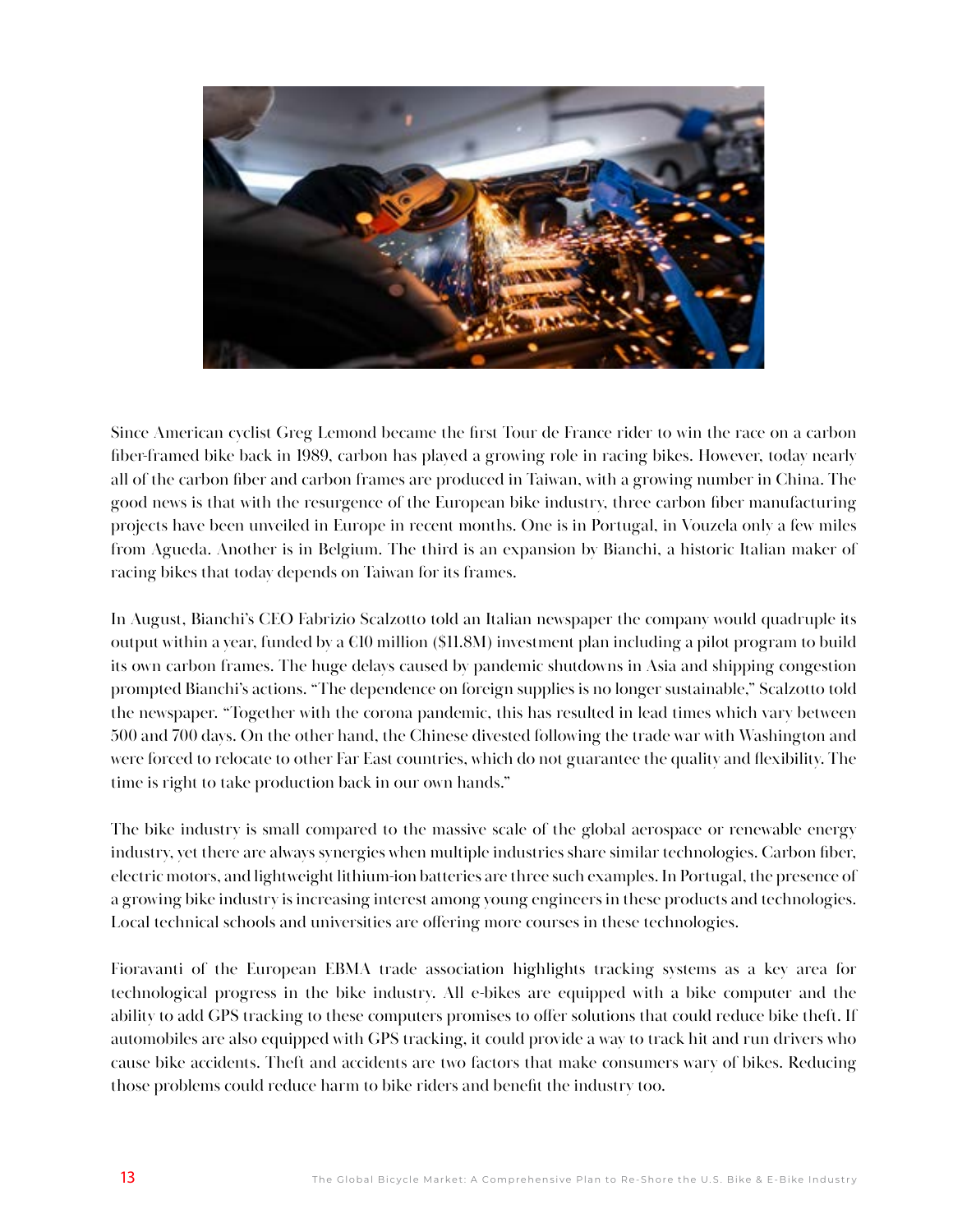Since American cyclist Greg Lemond became the first Tour de France rider to win the race on a carbon fiber-framed bike back in 1989, carbon has played a growing role in racing bikes. However, today nearly all of the carbon fiber and carbon frames are produced in Taiwan, with a growing number in China. The good news is that with the resurgence of the European bike industry, three carbon fiber manufacturing projects have been unveiled in Europe in recent months. One is in Portugal, in Vouzela only a few miles from Agueda. Another is in Belgium. The third is an expansion by Bianchi, a historic Italian maker of racing bikes that today depends on Taiwan for its frames.

In August, Bianchi's CEO Fabrizio Scalzotto told an Italian newspaper the company would quadruple its output within a year, funded by a €10 million ($11.8M) investment plan including a pilot program to build its own carbon frames. The huge delays caused by pandemic shutdowns in Asia and shipping congestion prompted Bianchi's actions. "The dependence on foreign supplies is no longer sustainable," Scalzotto told the newspaper. "Together with the corona pandemic, this has resulted in lead times which vary between 500 and 700 days. On the other hand, the Chinese divested following the trade war with Washington and were forced to relocate to other Far East countries, which do not guarantee the quality and flexibility. The time is right to take production back in our own hands."

The bike industry is small compared to the massive scale of the global aerospace or renewable energy industry, yet there are always synergies when multiple industries share similar technologies. Carbon fiber, electric motors, and lightweight lithium-ion batteries are three such examples. In Portugal, the presence of a growing bike industry is increasing interest among young engineers in these products and technologies. Local technical schools and universities are offering more courses in these technologies.

Fioravanti of the European EBMA trade association highlights tracking systems as a key area for technological progress in the bike industry. All e-bikes are equipped with a bike computer and the ability to add GPS tracking to these computers promises to offer solutions that could reduce bike theft. If automobiles are also equipped with GPS tracking, it could provide a way to track hit and run drivers who cause bike accidents. Theft and accidents are two factors that make consumers wary of bikes. Reducing those problems could reduce harm to bike riders and benefit the industry too.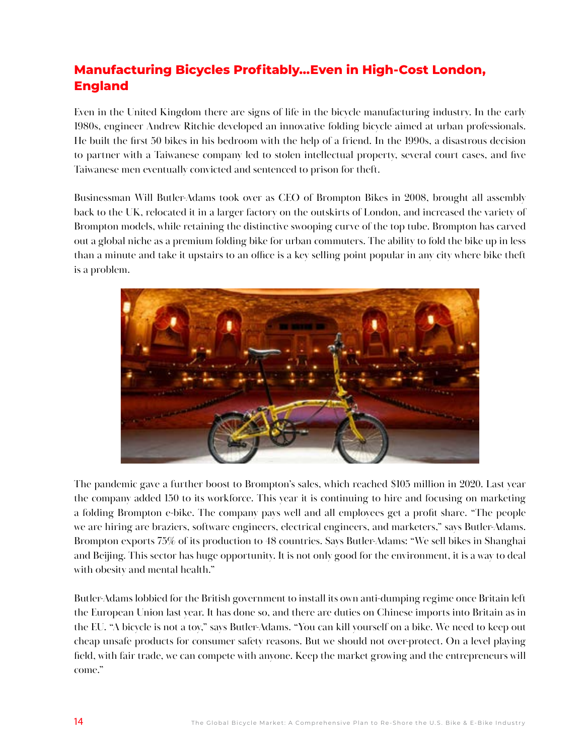## Manufacturing Bicycles Profitably...Even in High-Cost London, England

Even in the United Kingdom there are signs of life in the bicycle manufacturing industry. In the early 1980s, engineer Andrew Ritchie developed an innovative folding bicycle aimed at urban professionals. He built the first 50 bikes in his bedroom with the help of a friend. In the 1990s, a disastrous decision to partner with a Taiwanese company led to stolen intellectual property, several court cases, and five Taiwanese men eventually convicted and sentenced to prison for theft.

Businessman Will Butler-Adams took over as CEO of Brompton Bikes in 2008, brought all assembly back to the UK, relocated it in a larger factory on the outskirts of London, and increased the variety of Brompton models, while retaining the distinctive swooping curve of the top tube. Brompton has carved out a global niche as a premium folding bike for urban commuters. The ability to fold the bike up in less than a minute and take it upstairs to an office is a key selling point popular in any city where bike theft is a problem.

The pandemic gave a further boost to Brompton's sales, which reached $105 million in 2020. Last year the company added 150 to its workforce. This year it is continuing to hire and focusing on marketing a folding Brompton e-bike. The company pays well and all employees get a profit share. "The people we are hiring are braziers, software engineers, electrical engineers, and marketers," says Butler-Adams. Brompton exports 75% of its production to 48 countries. Says Butler-Adams: "We sell bikes in Shanghai and Beijing. This sector has huge opportunity. It is not only good for the environment, it is a way to deal with obesity and mental health."

Butler-Adams lobbied for the British government to install its own anti-dumping regime once Britain left the European Union last year. It has done so, and there are duties on Chinese imports into Britain as in the EU. "A bicycle is not a toy," says Butler-Adams. "You can kill yourself on a bike. We need to keep out cheap unsafe products for consumer safety reasons. But we should not over-protect. On a level playing field, with fair trade, we can compete with anyone. Keep the market growing and the entrepreneurs will come."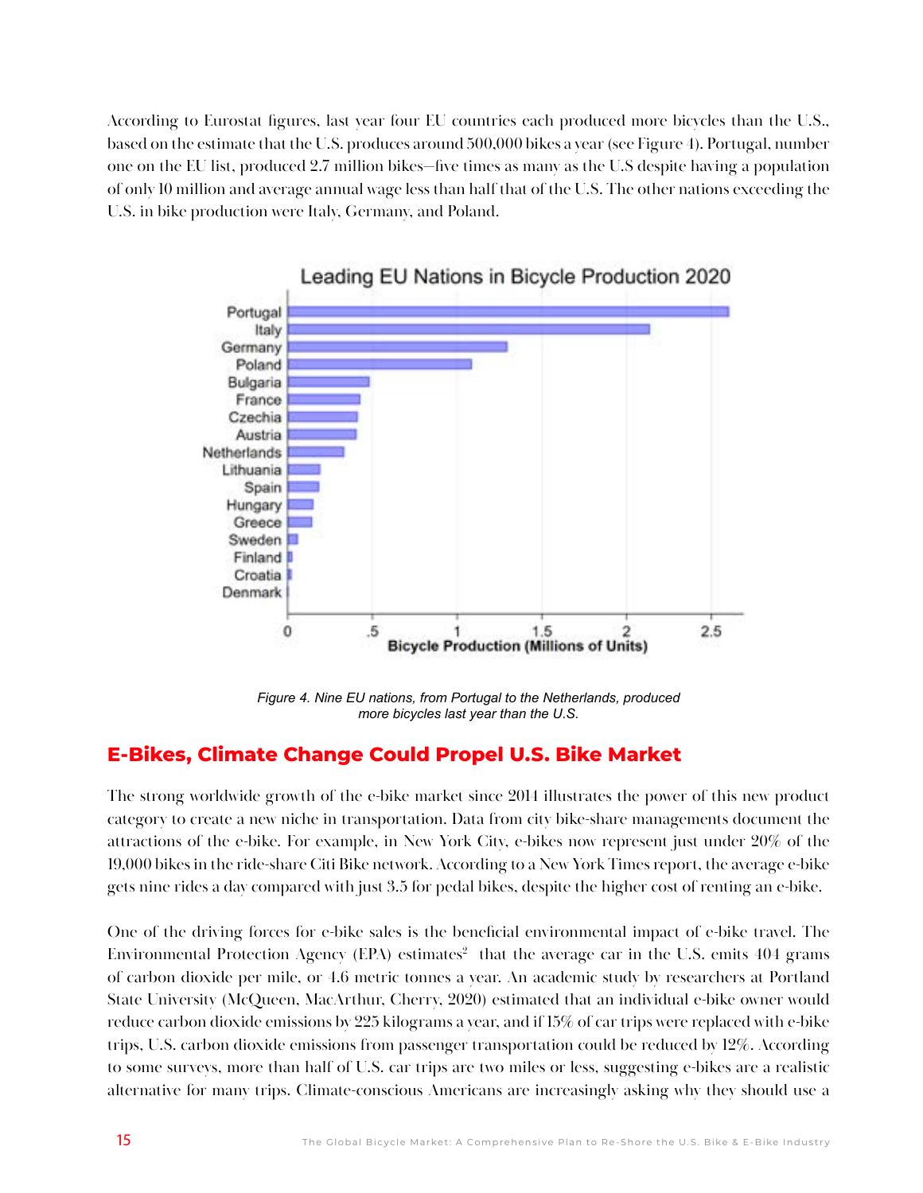According to Eurostat figures, last year four EU countries each produced more bicycles than the U.S., based on the estimate that the U.S. produces around 500,000 bikes a year (see Figure 4). Portugal, number one on the EU list, produced 2.7 million bikes—five times as many as the U.S despite having a population of only 10 million and average annual wage less than half that of the U.S. The other nations exceeding the U.S. in bike production were Italy, Germany, and Poland.

*Figure 4. Nine EU nations, from Portugal to the Netherlands, produced more bicycles last year than the U.S.*

## E-Bikes, Climate Change Could Propel U.S. Bike Market

The strong worldwide growth of the e-bike market since 2014 illustrates the power of this new product category to create a new niche in transportation. Data from city bike-share managements document the attractions of the e-bike. For example, in New York City, e-bikes now represent just under 20% of the 19,000 bikes in the ride-share Citi Bike network. According to a New York Times report, the average e-bike gets nine rides a day compared with just 3.5 for pedal bikes, despite the higher cost of renting an e-bike.

One of the driving forces for e-bike sales is the beneficial environmental impact of e-bike travel. The Environmental Protection Agency (EPA) estimates[2] that the average car in the U.S. emits 404 grams of carbon dioxide per mile, or 4.6 metric tonnes a year. An academic study by researchers at Portland State University (McQueen, MacArthur, Cherry, 2020) estimated that an individual e-bike owner would reduce carbon dioxide emissions by 225 kilograms a year, and if 15% of car trips were replaced with e-bike trips, U.S. carbon dioxide emissions from passenger transportation could be reduced by 12%. According to some surveys, more than half of U.S. car trips are two miles or less, suggesting e-bikes are a realistic alternative for many trips. Climate-conscious Americans are increasingly asking why they should use a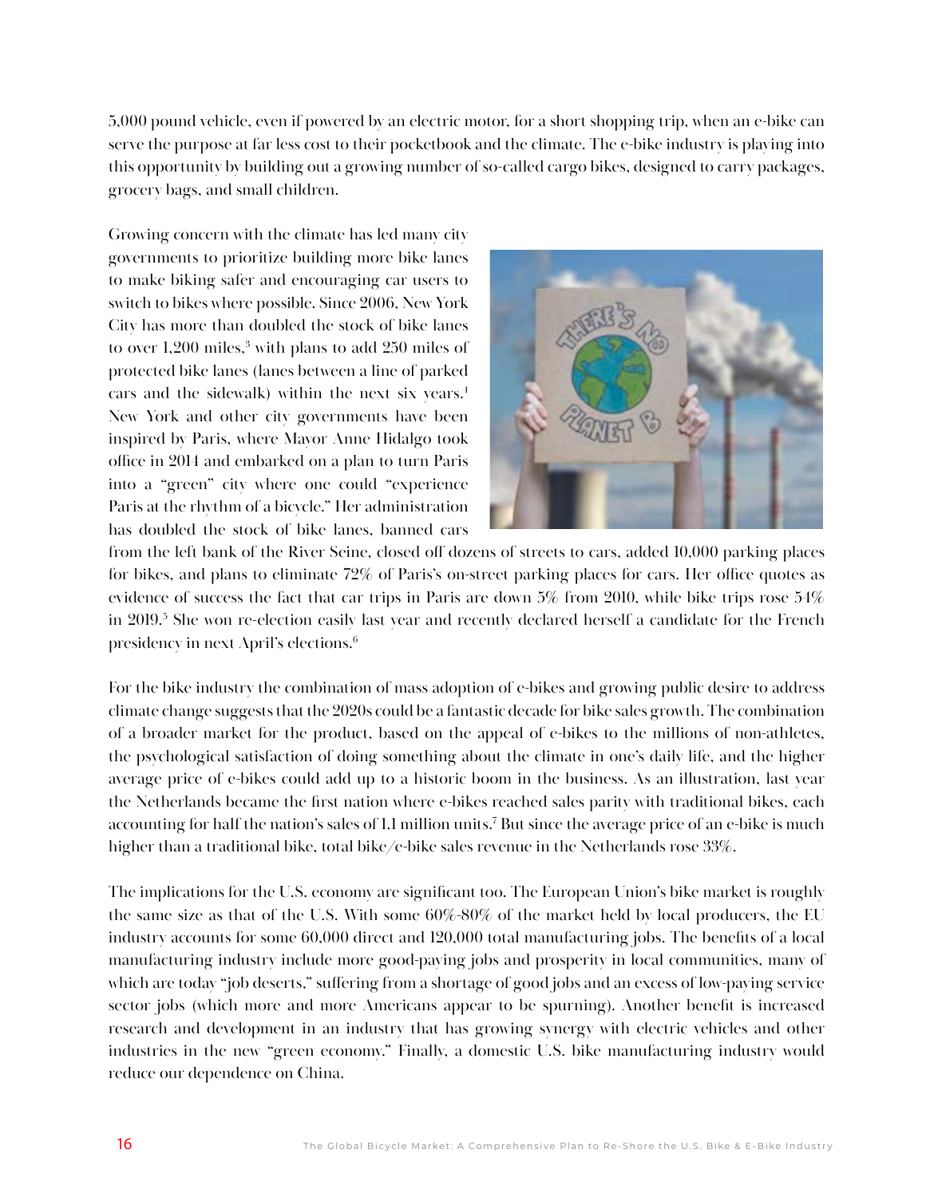5,000 pound vehicle, even if powered by an electric motor, for a short shopping trip, when an e-bike can serve the purpose at far less cost to their pocketbook and the climate. The e-bike industry is playing into this opportunity by building out a growing number of so-called cargo bikes, designed to carry packages, grocery bags, and small children.

Growing concern with the climate has led many city governments to prioritize building more bike lanes to make biking safer and encouraging car users to switch to bikes where possible. Since 2006, New York City has more than doubled the stock of bike lanes to over 1,200 miles,[3] with plans to add 250 miles of protected bike lanes (lanes between a line of parked cars and the sidewalk) within the next six years.[4] New York and other city governments have been inspired by Paris, where Mayor Anne Hidalgo took office in 2014 and embarked on a plan to turn Paris into a "green" city where one could "experience Paris at the rhythm of a bicycle." Her administration has doubled the stock of bike lanes, banned cars from the left bank of the River Seine, closed off dozens of streets to cars, added 10,000 parking places for bikes, and plans to eliminate 72% of Paris's on-street parking places for cars. Her office quotes as evidence of success the fact that car trips in Paris are down 5% from 2010, while bike trips rose 54% in 2019.[5] She won re-election easily last year and recently declared herself a candidate for the French presidency in next April's elections.[6]

For the bike industry the combination of mass adoption of e-bikes and growing public desire to address climate change suggests that the 2020s could be a fantastic decade for bike sales growth. The combination of a broader market for the product, based on the appeal of e-bikes to the millions of non-athletes, the psychological satisfaction of doing something about the climate in one's daily life, and the higher average price of e-bikes could add up to a historic boom in the business. As an illustration, last year the Netherlands became the first nation where e-bikes reached sales parity with traditional bikes, each accounting for half the nation's sales of 1.1 million units.[7] But since the average price of an e-bike is much higher than a traditional bike, total bike/e-bike sales revenue in the Netherlands rose 33%.

The implications for the U.S. economy are significant too. The European Union's bike market is roughly the same size as that of the U.S. With some 60%-80% of the market held by local producers, the EU industry accounts for some 60,000 direct and 120,000 total manufacturing jobs. The benefits of a local manufacturing industry include more good-paying jobs and prosperity in local communities, many of which are today "job deserts," suffering from a shortage of good jobs and an excess of low-paying service sector jobs (which more and more Americans appear to be spurning). Another benefit is increased research and development in an industry that has growing synergy with electric vehicles and other industries in the new "green economy." Finally, a domestic U.S. bike manufacturing industry would reduce our dependence on China.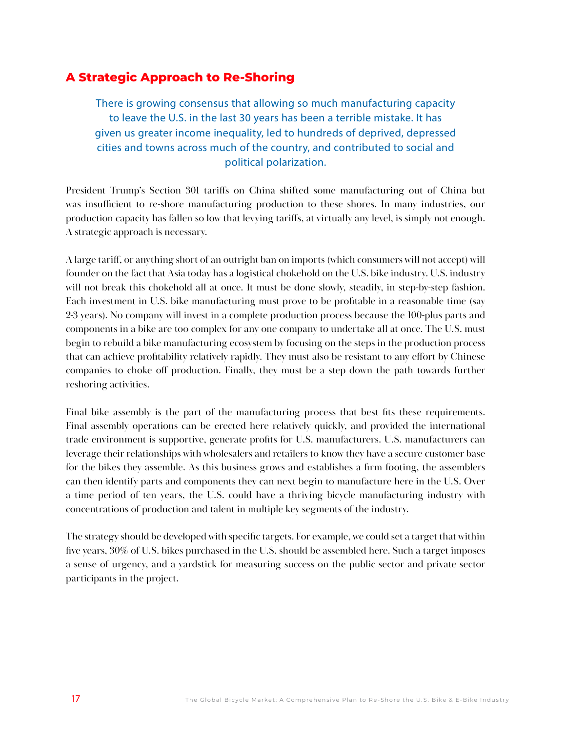## A Strategic Approach to Re-Shoring

> There is growing consensus that allowing so much manufacturing capacity to leave the U.S. in the last 30 years has been a terrible mistake. It has given us greater income inequality, led to hundreds of deprived, depressed cities and towns across much of the country, and contributed to social and political polarization.

President Trump's Section 301 tariffs on China shifted some manufacturing out of China but was insufficient to re-shore manufacturing production to these shores. In many industries, our production capacity has fallen so low that levying tariffs, at virtually any level, is simply not enough. A strategic approach is necessary.

A large tariff, or anything short of an outright ban on imports (which consumers will not accept) will founder on the fact that Asia today has a logistical chokehold on the U.S. bike industry. U.S. industry will not break this chokehold all at once. It must be done slowly, steadily, in step-by-step fashion. Each investment in U.S. bike manufacturing must prove to be profitable in a reasonable time (say 2-3 years). No company will invest in a complete production process because the 100-plus parts and components in a bike are too complex for any one company to undertake all at once. The U.S. must begin to rebuild a bike manufacturing ecosystem by focusing on the steps in the production process that can achieve profitability relatively rapidly. They must also be resistant to any effort by Chinese companies to choke off production. Finally, they must be a step down the path towards further reshoring activities.

Final bike assembly is the part of the manufacturing process that best fits these requirements. Final assembly operations can be erected here relatively quickly, and provided the international trade environment is supportive, generate profits for U.S. manufacturers. U.S. manufacturers can leverage their relationships with wholesalers and retailers to know they have a secure customer base for the bikes they assemble. As this business grows and establishes a firm footing, the assemblers can then identify parts and components they can next begin to manufacture here in the U.S. Over a time period of ten years, the U.S. could have a thriving bicycle manufacturing industry with concentrations of production and talent in multiple key segments of the industry.

The strategy should be developed with specific targets. For example, we could set a target that within five years, 30% of U.S. bikes purchased in the U.S. should be assembled here. Such a target imposes a sense of urgency, and a yardstick for measuring success on the public sector and private sector participants in the project.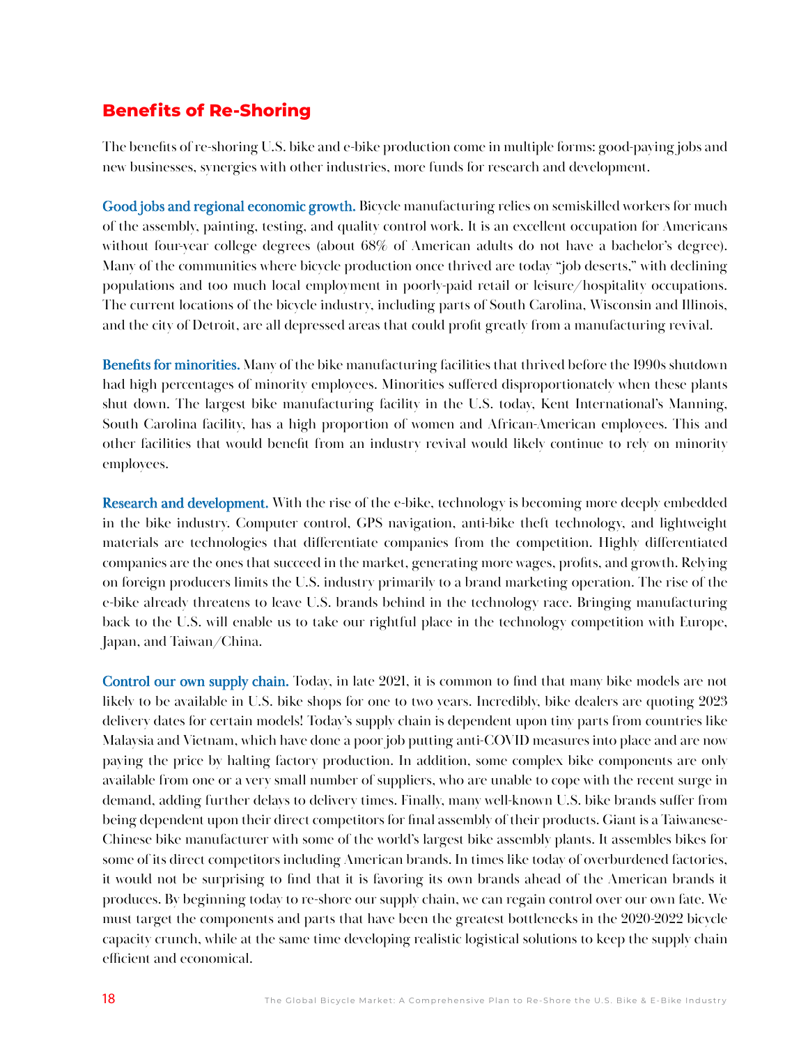## Benefits of Re-Shoring

The benefits of re-shoring U.S. bike and e-bike production come in multiple forms: good-paying jobs and new businesses, synergies with other industries, more funds for research and development.

**Good jobs and regional economic growth.** Bicycle manufacturing relies on semiskilled workers for much of the assembly, painting, testing, and quality control work. It is an excellent occupation for Americans without four-year college degrees (about 68% of American adults do not have a bachelor's degree). Many of the communities where bicycle production once thrived are today "job deserts," with declining populations and too much local employment in poorly-paid retail or leisure/hospitality occupations. The current locations of the bicycle industry, including parts of South Carolina, Wisconsin and Illinois, and the city of Detroit, are all depressed areas that could profit greatly from a manufacturing revival.

**Benefits for minorities.** Many of the bike manufacturing facilities that thrived before the 1990s shutdown had high percentages of minority employees. Minorities suffered disproportionately when these plants shut down. The largest bike manufacturing facility in the U.S. today, Kent International's Manning, South Carolina facility, has a high proportion of women and African-American employees. This and other facilities that would benefit from an industry revival would likely continue to rely on minority employees.

**Research and development.** With the rise of the e-bike, technology is becoming more deeply embedded in the bike industry. Computer control, GPS navigation, anti-bike theft technology, and lightweight materials are technologies that differentiate companies from the competition. Highly differentiated companies are the ones that succeed in the market, generating more wages, profits, and growth. Relying on foreign producers limits the U.S. industry primarily to a brand marketing operation. The rise of the e-bike already threatens to leave U.S. brands behind in the technology race. Bringing manufacturing back to the U.S. will enable us to take our rightful place in the technology competition with Europe, Japan, and Taiwan/China.

**Control our own supply chain.** Today, in late 2021, it is common to find that many bike models are not likely to be available in U.S. bike shops for one to two years. Incredibly, bike dealers are quoting 2023 delivery dates for certain models! Today's supply chain is dependent upon tiny parts from countries like Malaysia and Vietnam, which have done a poor job putting anti-COVID measures into place and are now paying the price by halting factory production. In addition, some complex bike components are only available from one or a very small number of suppliers, who are unable to cope with the recent surge in demand, adding further delays to delivery times. Finally, many well-known U.S. bike brands suffer from being dependent upon their direct competitors for final assembly of their products. Giant is a Taiwanese-Chinese bike manufacturer with some of the world's largest bike assembly plants. It assembles bikes for some of its direct competitors including American brands. In times like today of overburdened factories, it would not be surprising to find that it is favoring its own brands ahead of the American brands it produces. By beginning today to re-shore our supply chain, we can regain control over our own fate. We must target the components and parts that have been the greatest bottlenecks in the 2020-2022 bicycle capacity crunch, while at the same time developing realistic logistical solutions to keep the supply chain efficient and economical.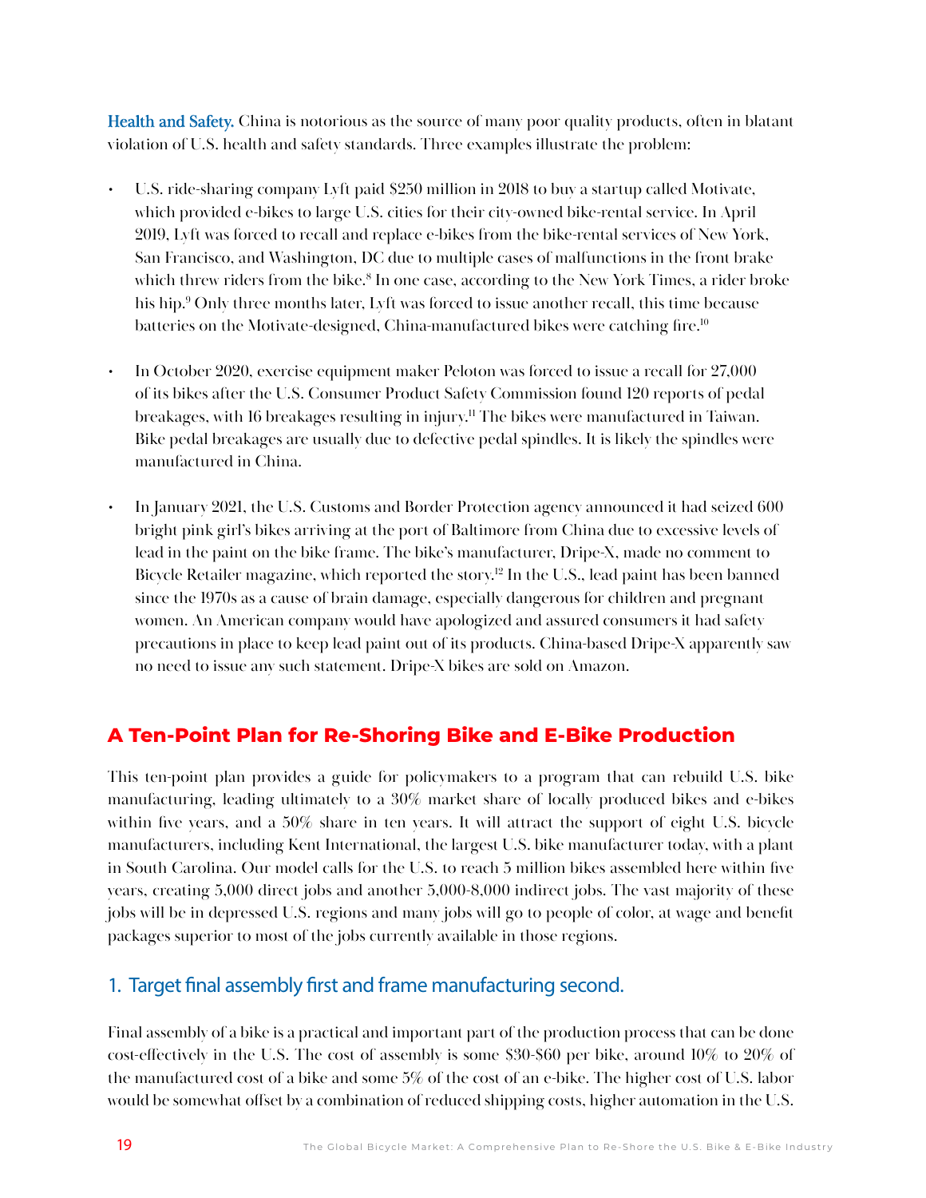**Health and Safety.** China is notorious as the source of many poor quality products, often in blatant violation of U.S. health and safety standards. Three examples illustrate the problem:

- U.S. ride-sharing company Lyft paid $250 million in 2018 to buy a startup called Motivate, which provided e-bikes to large U.S. cities for their city-owned bike-rental service. In April 2019, Lyft was forced to recall and replace e-bikes from the bike-rental services of New York, San Francisco, and Washington, DC due to multiple cases of malfunctions in the front brake which threw riders from the bike.[8] In one case, according to the New York Times, a rider broke his hip.[9] Only three months later, Lyft was forced to issue another recall, this time because batteries on the Motivate-designed, China-manufactured bikes were catching fire.[10]

- In October 2020, exercise equipment maker Peloton was forced to issue a recall for 27,000 of its bikes after the U.S. Consumer Product Safety Commission found 120 reports of pedal breakages, with 16 breakages resulting in injury.[11] The bikes were manufactured in Taiwan. Bike pedal breakages are usually due to defective pedal spindles. It is likely the spindles were manufactured in China.

- In January 2021, the U.S. Customs and Border Protection agency announced it had seized 600 bright pink girl's bikes arriving at the port of Baltimore from China due to excessive levels of lead in the paint on the bike frame. The bike's manufacturer, Dripe-X, made no comment to Bicycle Retailer magazine, which reported the story.[12] In the U.S., lead paint has been banned since the 1970s as a cause of brain damage, especially dangerous for children and pregnant women. An American company would have apologized and assured consumers it had safety precautions in place to keep lead paint out of its products. China-based Dripe-X apparently saw no need to issue any such statement. Dripe-X bikes are sold on Amazon.

## A Ten-Point Plan for Re-Shoring Bike and E-Bike Production

This ten-point plan provides a guide for policymakers to a program that can rebuild U.S. bike manufacturing, leading ultimately to a 30% market share of locally produced bikes and e-bikes within five years, and a 50% share in ten years. It will attract the support of eight U.S. bicycle manufacturers, including Kent International, the largest U.S. bike manufacturer today, with a plant in South Carolina. Our model calls for the U.S. to reach 5 million bikes assembled here within five years, creating 5,000 direct jobs and another 5,000-8,000 indirect jobs. The vast majority of these jobs will be in depressed U.S. regions and many jobs will go to people of color, at wage and benefit packages superior to most of the jobs currently available in those regions.

### 1. Target final assembly first and frame manufacturing second.

Final assembly of a bike is a practical and important part of the production process that can be done cost-effectively in the U.S. The cost of assembly is some $30-$60 per bike, around 10% to 20% of the manufactured cost of a bike and some 5% of the cost of an e-bike. The higher cost of U.S. labor would be somewhat offset by a combination of reduced shipping costs, higher automation in the U.S.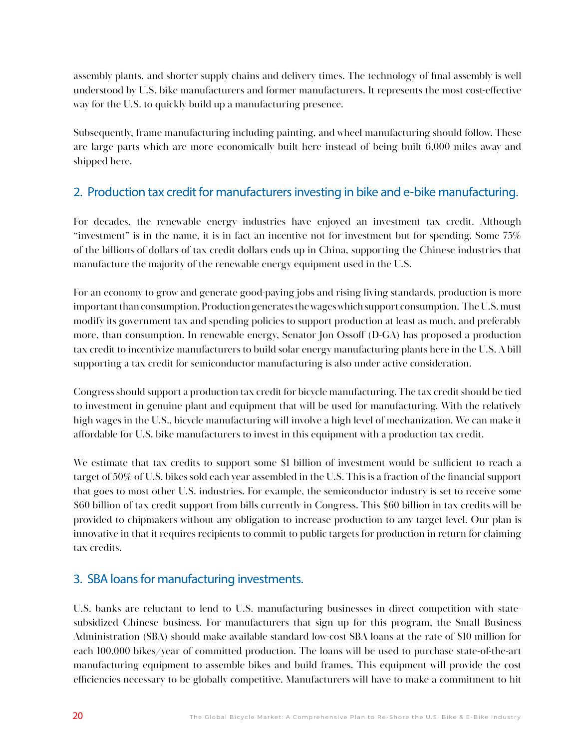assembly plants, and shorter supply chains and delivery times. The technology of final assembly is well understood by U.S. bike manufacturers and former manufacturers. It represents the most cost-effective way for the U.S. to quickly build up a manufacturing presence.

Subsequently, frame manufacturing including painting, and wheel manufacturing should follow. These are large parts which are more economically built here instead of being built 6,000 miles away and shipped here.

## 2. Production tax credit for manufacturers investing in bike and e-bike manufacturing.

For decades, the renewable energy industries have enjoyed an investment tax credit. Although "investment" is in the name, it is in fact an incentive not for investment but for spending. Some 75% of the billions of dollars of tax credit dollars ends up in China, supporting the Chinese industries that manufacture the majority of the renewable energy equipment used in the U.S.

For an economy to grow and generate good-paying jobs and rising living standards, production is more important than consumption. Production generates the wages which support consumption. The U.S. must modify its government tax and spending policies to support production at least as much, and preferably more, than consumption. In renewable energy, Senator Jon Ossoff (D-GA) has proposed a production tax credit to incentivize manufacturers to build solar energy manufacturing plants here in the U.S. A bill supporting a tax credit for semiconductor manufacturing is also under active consideration.

Congress should support a production tax credit for bicycle manufacturing. The tax credit should be tied to investment in genuine plant and equipment that will be used for manufacturing. With the relatively high wages in the U.S., bicycle manufacturing will involve a high level of mechanization. We can make it affordable for U.S. bike manufacturers to invest in this equipment with a production tax credit.

We estimate that tax credits to support some $1 billion of investment would be sufficient to reach a target of 50% of U.S. bikes sold each year assembled in the U.S. This is a fraction of the financial support that goes to most other U.S. industries. For example, the semiconductor industry is set to receive some $60 billion of tax credit support from bills currently in Congress. This $60 billion in tax credits will be provided to chipmakers without any obligation to increase production to any target level. Our plan is innovative in that it requires recipients to commit to public targets for production in return for claiming tax credits.

## 3. SBA loans for manufacturing investments.

U.S. banks are reluctant to lend to U.S. manufacturing businesses in direct competition with state-subsidized Chinese business. For manufacturers that sign up for this program, the Small Business Administration (SBA) should make available standard low-cost SBA loans at the rate of $10 million for each 100,000 bikes/year of committed production. The loans will be used to purchase state-of-the-art manufacturing equipment to assemble bikes and build frames. This equipment will provide the cost efficiencies necessary to be globally competitive. Manufacturers will have to make a commitment to hit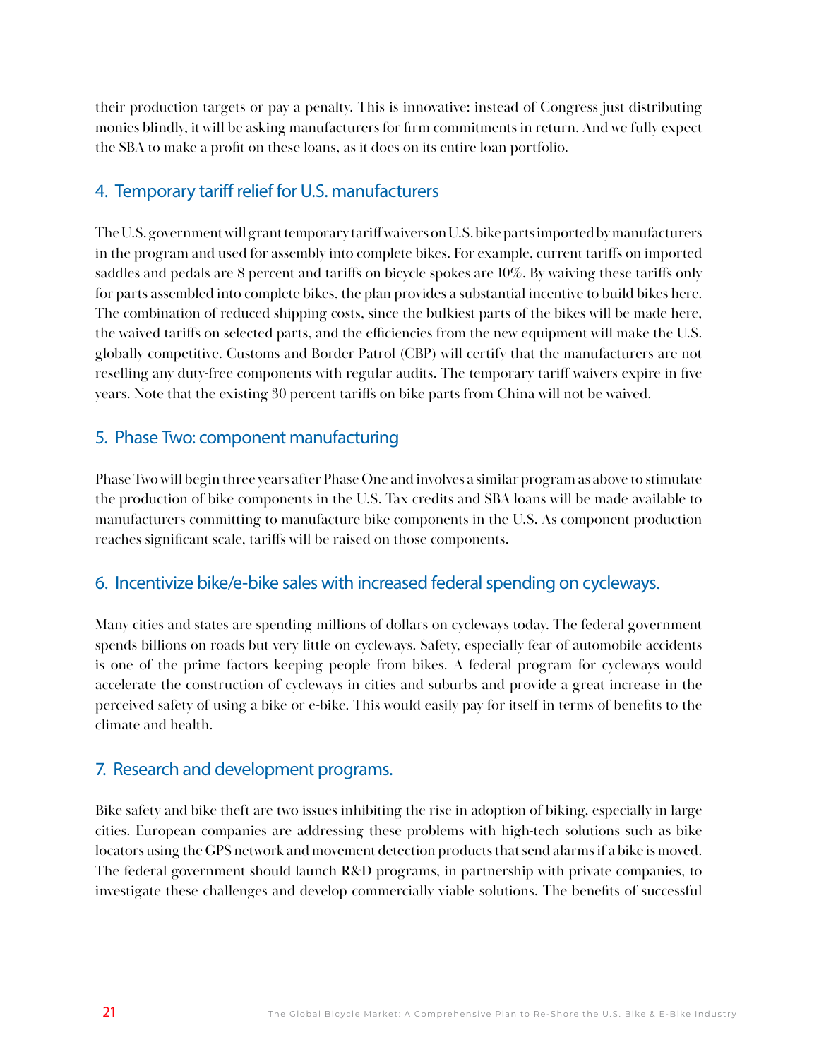their production targets or pay a penalty. This is innovative: instead of Congress just distributing monies blindly, it will be asking manufacturers for firm commitments in return. And we fully expect the SBA to make a profit on these loans, as it does on its entire loan portfolio.

## 4. Temporary tariff relief for U.S. manufacturers

The U.S. government will grant temporary tariff waivers on U.S. bike parts imported by manufacturers in the program and used for assembly into complete bikes. For example, current tariffs on imported saddles and pedals are 8 percent and tariffs on bicycle spokes are 10%. By waiving these tariffs only for parts assembled into complete bikes, the plan provides a substantial incentive to build bikes here. The combination of reduced shipping costs, since the bulkiest parts of the bikes will be made here, the waived tariffs on selected parts, and the efficiencies from the new equipment will make the U.S. globally competitive. Customs and Border Patrol (CBP) will certify that the manufacturers are not reselling any duty-free components with regular audits. The temporary tariff waivers expire in five years. Note that the existing 30 percent tariffs on bike parts from China will not be waived.

## 5. Phase Two: component manufacturing

Phase Two will begin three years after Phase One and involves a similar program as above to stimulate the production of bike components in the U.S. Tax credits and SBA loans will be made available to manufacturers committing to manufacture bike components in the U.S. As component production reaches significant scale, tariffs will be raised on those components.

## 6. Incentivize bike/e-bike sales with increased federal spending on cycleways.

Many cities and states are spending millions of dollars on cycleways today. The federal government spends billions on roads but very little on cycleways. Safety, especially fear of automobile accidents is one of the prime factors keeping people from bikes. A federal program for cycleways would accelerate the construction of cycleways in cities and suburbs and provide a great increase in the perceived safety of using a bike or e-bike. This would easily pay for itself in terms of benefits to the climate and health.

## 7. Research and development programs.

Bike safety and bike theft are two issues inhibiting the rise in adoption of biking, especially in large cities. European companies are addressing these problems with high-tech solutions such as bike locators using the GPS network and movement detection products that send alarms if a bike is moved. The federal government should launch R&D programs, in partnership with private companies, to investigate these challenges and develop commercially viable solutions. The benefits of successful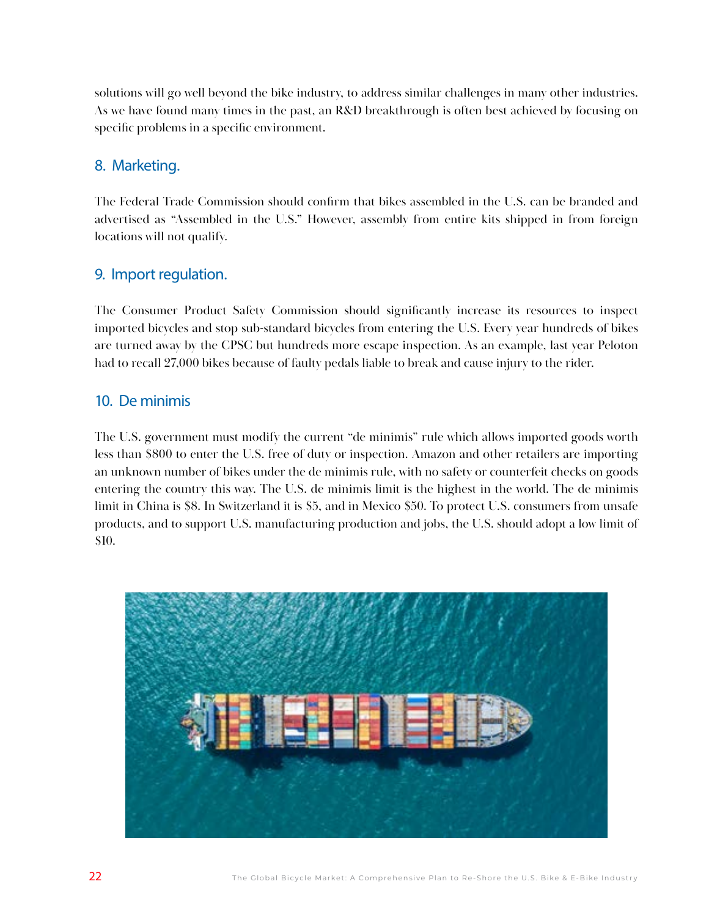solutions will go well beyond the bike industry, to address similar challenges in many other industries. As we have found many times in the past, an R&D breakthrough is often best achieved by focusing on specific problems in a specific environment.

## 8. Marketing.

The Federal Trade Commission should confirm that bikes assembled in the U.S. can be branded and advertised as "Assembled in the U.S." However, assembly from entire kits shipped in from foreign locations will not qualify.

## 9. Import regulation.

The Consumer Product Safety Commission should significantly increase its resources to inspect imported bicycles and stop sub-standard bicycles from entering the U.S. Every year hundreds of bikes are turned away by the CPSC but hundreds more escape inspection. As an example, last year Peloton had to recall 27,000 bikes because of faulty pedals liable to break and cause injury to the rider.

## 10. De minimis

The U.S. government must modify the current "de minimis" rule which allows imported goods worth less than $800 to enter the U.S. free of duty or inspection. Amazon and other retailers are importing an unknown number of bikes under the de minimis rule, with no safety or counterfeit checks on goods entering the country this way. The U.S. de minimis limit is the highest in the world. The de minimis limit in China is $8. In Switzerland it is $5, and in Mexico $50. To protect U.S. consumers from unsafe products, and to support U.S. manufacturing production and jobs, the U.S. should adopt a low limit of $10.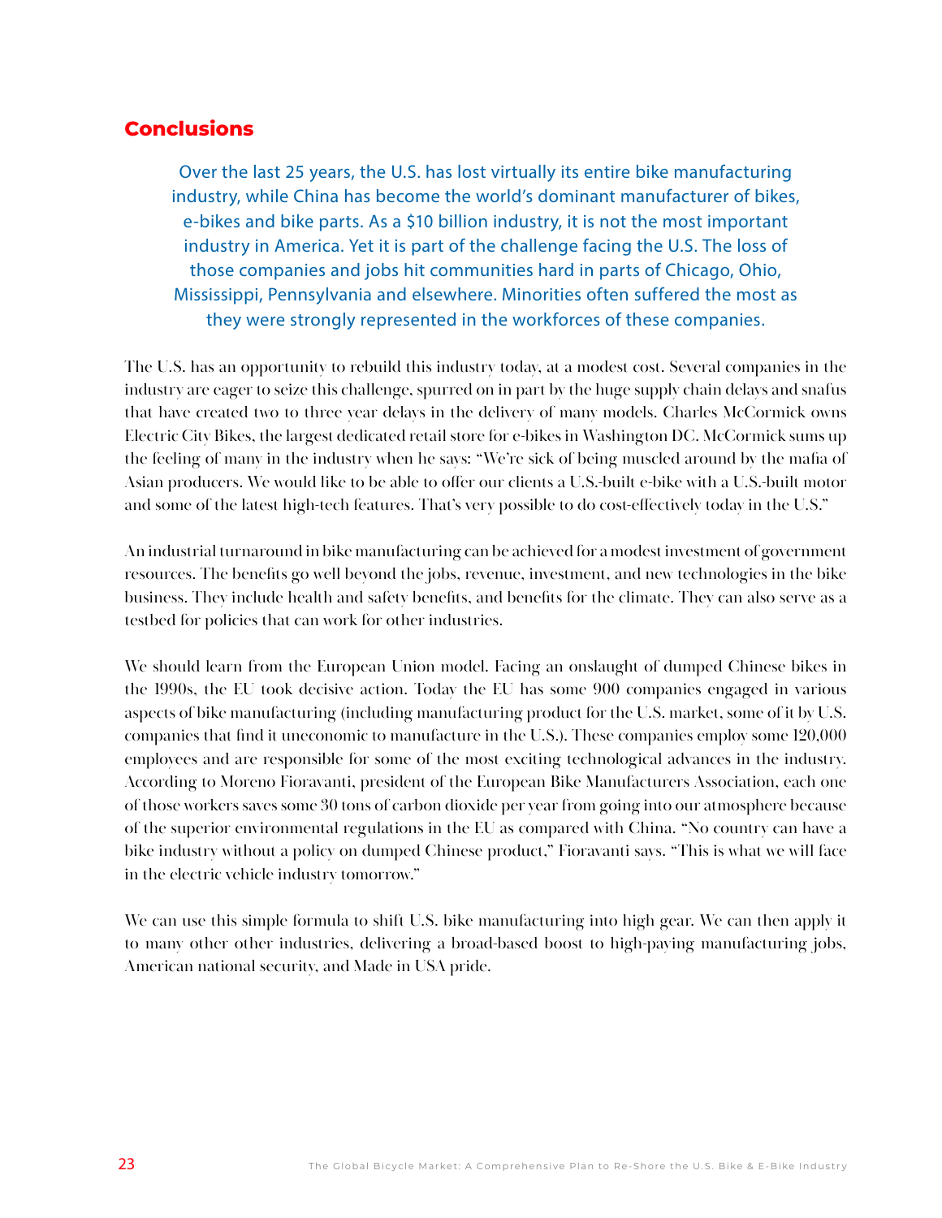## Conclusions

Over the last 25 years, the U.S. has lost virtually its entire bike manufacturing industry, while China has become the world's dominant manufacturer of bikes, e-bikes and bike parts. As a $10 billion industry, it is not the most important industry in America. Yet it is part of the challenge facing the U.S. The loss of those companies and jobs hit communities hard in parts of Chicago, Ohio, Mississippi, Pennsylvania and elsewhere. Minorities often suffered the most as they were strongly represented in the workforces of these companies.

The U.S. has an opportunity to rebuild this industry today, at a modest cost. Several companies in the industry are eager to seize this challenge, spurred on in part by the huge supply chain delays and snafus that have created two to three year delays in the delivery of many models. Charles McCormick owns Electric City Bikes, the largest dedicated retail store for e-bikes in Washington DC. McCormick sums up the feeling of many in the industry when he says: "We're sick of being muscled around by the mafia of Asian producers. We would like to be able to offer our clients a U.S.-built e-bike with a U.S.-built motor and some of the latest high-tech features. That's very possible to do cost-effectively today in the U.S."

An industrial turnaround in bike manufacturing can be achieved for a modest investment of government resources. The benefits go well beyond the jobs, revenue, investment, and new technologies in the bike business. They include health and safety benefits, and benefits for the climate. They can also serve as a testbed for policies that can work for other industries.

We should learn from the European Union model. Facing an onslaught of dumped Chinese bikes in the 1990s, the EU took decisive action. Today the EU has some 900 companies engaged in various aspects of bike manufacturing (including manufacturing product for the U.S. market, some of it by U.S. companies that find it uneconomic to manufacture in the U.S.). These companies employ some 120,000 employees and are responsible for some of the most exciting technological advances in the industry. According to Moreno Fioravanti, president of the European Bike Manufacturers Association, each one of those workers saves some 30 tons of carbon dioxide per year from going into our atmosphere because of the superior environmental regulations in the EU as compared with China. "No country can have a bike industry without a policy on dumped Chinese product," Fioravanti says. "This is what we will face in the electric vehicle industry tomorrow."

We can use this simple formula to shift U.S. bike manufacturing into high gear. We can then apply it to many other other industries, delivering a broad-based boost to high-paying manufacturing jobs, American national security, and Made in USA pride.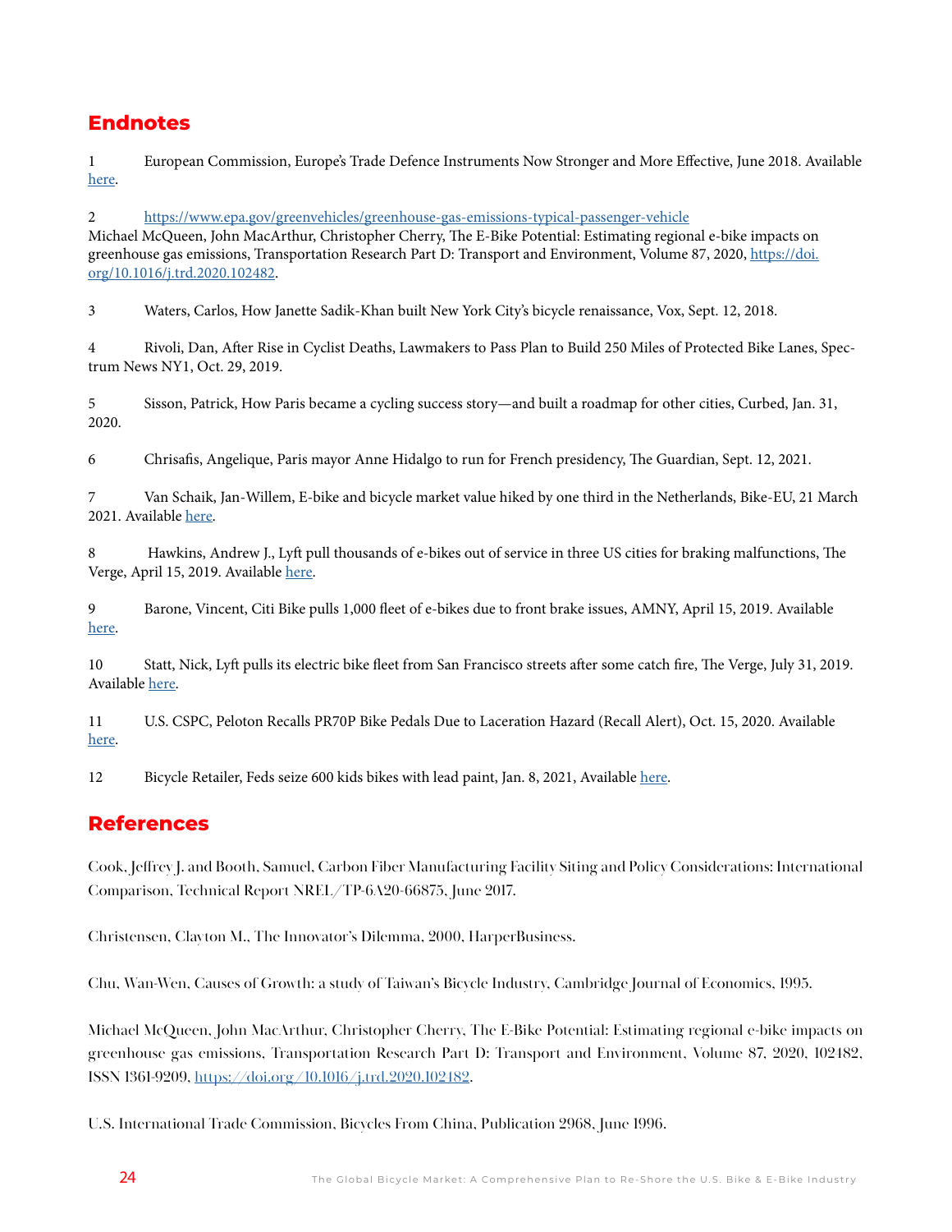## Endnotes

1 European Commission, Europe's Trade Defence Instruments Now Stronger and More Effective, June 2018. Available here.

2 https://www.epa.gov/greenvehicles/greenhouse-gas-emissions-typical-passenger-vehicle
Michael McQueen, John MacArthur, Christopher Cherry, The E-Bike Potential: Estimating regional e-bike impacts on greenhouse gas emissions, Transportation Research Part D: Transport and Environment, Volume 87, 2020, https://doi.org/10.1016/j.trd.2020.102482.

3 Waters, Carlos, How Janette Sadik-Khan built New York City's bicycle renaissance, Vox, Sept. 12, 2018.

4 Rivoli, Dan, After Rise in Cyclist Deaths, Lawmakers to Pass Plan to Build 250 Miles of Protected Bike Lanes, Spectrum News NY1, Oct. 29, 2019.

5 Sisson, Patrick, How Paris became a cycling success story—and built a roadmap for other cities, Curbed, Jan. 31, 2020.

6 Chrisafis, Angelique, Paris mayor Anne Hidalgo to run for French presidency, The Guardian, Sept. 12, 2021.

7 Van Schaik, Jan-Willem, E-bike and bicycle market value hiked by one third in the Netherlands, Bike-EU, 21 March 2021. Available here.

8 Hawkins, Andrew J., Lyft pull thousands of e-bikes out of service in three US cities for braking malfunctions, The Verge, April 15, 2019. Available here.

9 Barone, Vincent, Citi Bike pulls 1,000 fleet of e-bikes due to front brake issues, AMNY, April 15, 2019. Available here.

10 Statt, Nick, Lyft pulls its electric bike fleet from San Francisco streets after some catch fire, The Verge, July 31, 2019. Available here.

11 U.S. CSPC, Peloton Recalls PR70P Bike Pedals Due to Laceration Hazard (Recall Alert), Oct. 15, 2020. Available here.

12 Bicycle Retailer, Feds seize 600 kids bikes with lead paint, Jan. 8, 2021, Available here.

## References

Cook, Jeffrey J. and Booth, Samuel, Carbon Fiber Manufacturing Facility Siting and Policy Considerations: International Comparison, Technical Report NREL/TP-6A20-66875, June 2017.

Christensen, Clayton M., The Innovator's Dilemma, 2000, HarperBusiness.

Chu, Wan-Wen, Causes of Growth: a study of Taiwan's Bicycle Industry, Cambridge Journal of Economics, 1995.

Michael McQueen, John MacArthur, Christopher Cherry, The E-Bike Potential: Estimating regional e-bike impacts on greenhouse gas emissions, Transportation Research Part D: Transport and Environment, Volume 87, 2020, 102482, ISSN 1361-9209, https://doi.org/10.1016/j.trd.2020.102482.

U.S. International Trade Commission, Bicycles From China, Publication 2968, June 1996.